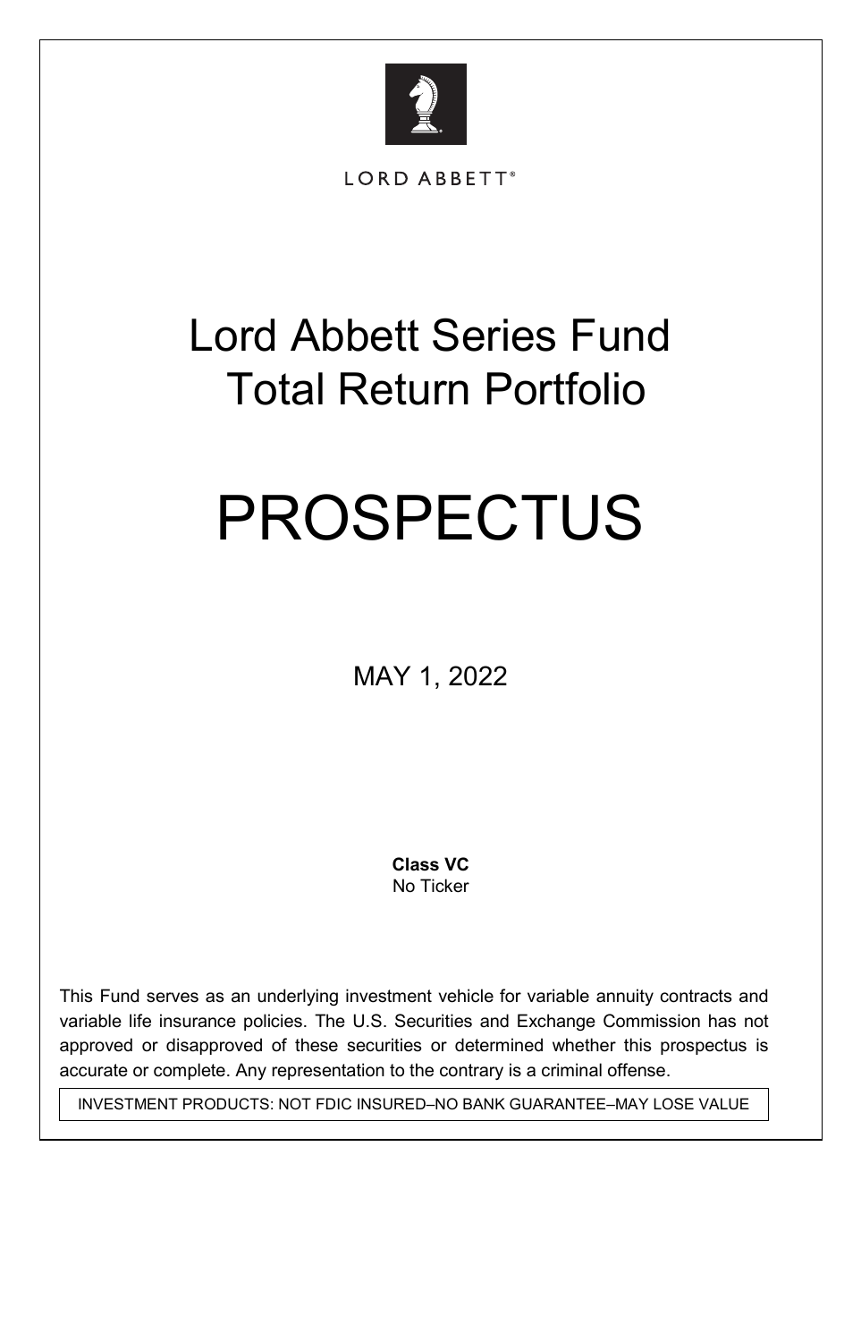LORD ABBETT®

# Lord Abbett Series Fund
# Total Return Portfolio

# PROSPECTUS

MAY 1, 2022

**Class VC**
No Ticker

This Fund serves as an underlying investment vehicle for variable annuity contracts and variable life insurance policies. The U.S. Securities and Exchange Commission has not approved or disapproved of these securities or determined whether this prospectus is accurate or complete. Any representation to the contrary is a criminal offense.

INVESTMENT PRODUCTS: NOT FDIC INSURED–NO BANK GUARANTEE–MAY LOSE VALUE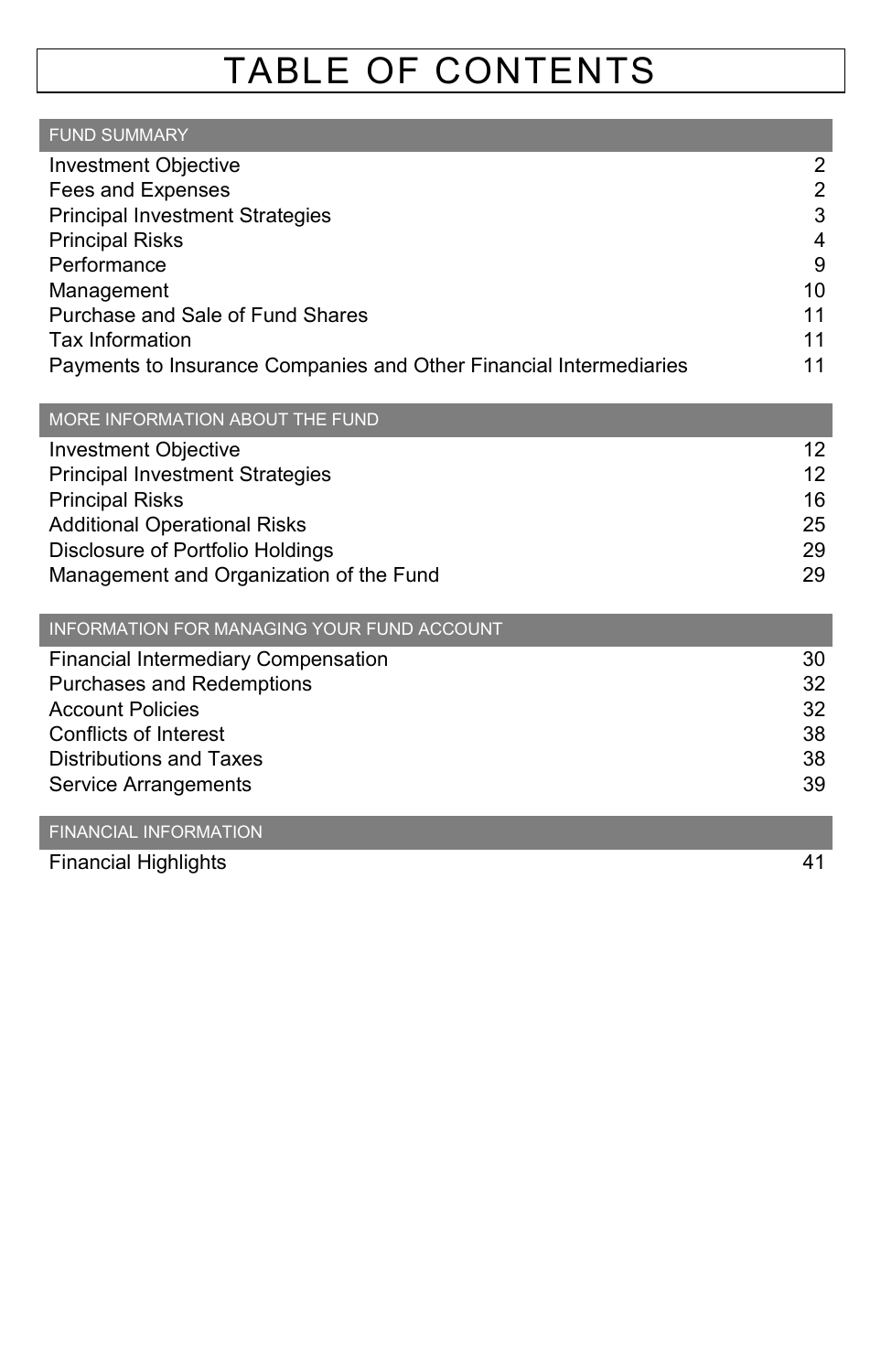# TABLE OF CONTENTS

| FUND SUMMARY | |
|---|---|
| Investment Objective | 2 |
| Fees and Expenses | 2 |
| Principal Investment Strategies | 3 |
| Principal Risks | 4 |
| Performance | 9 |
| Management | 10 |
| Purchase and Sale of Fund Shares | 11 |
| Tax Information | 11 |
| Payments to Insurance Companies and Other Financial Intermediaries | 11 |

| MORE INFORMATION ABOUT THE FUND | |
|---|---|
| Investment Objective | 12 |
| Principal Investment Strategies | 12 |
| Principal Risks | 16 |
| Additional Operational Risks | 25 |
| Disclosure of Portfolio Holdings | 29 |
| Management and Organization of the Fund | 29 |

| INFORMATION FOR MANAGING YOUR FUND ACCOUNT | |
|---|---|
| Financial Intermediary Compensation | 30 |
| Purchases and Redemptions | 32 |
| Account Policies | 32 |
| Conflicts of Interest | 38 |
| Distributions and Taxes | 38 |
| Service Arrangements | 39 |

| FINANCIAL INFORMATION | |
|---|---|
| Financial Highlights | 41 |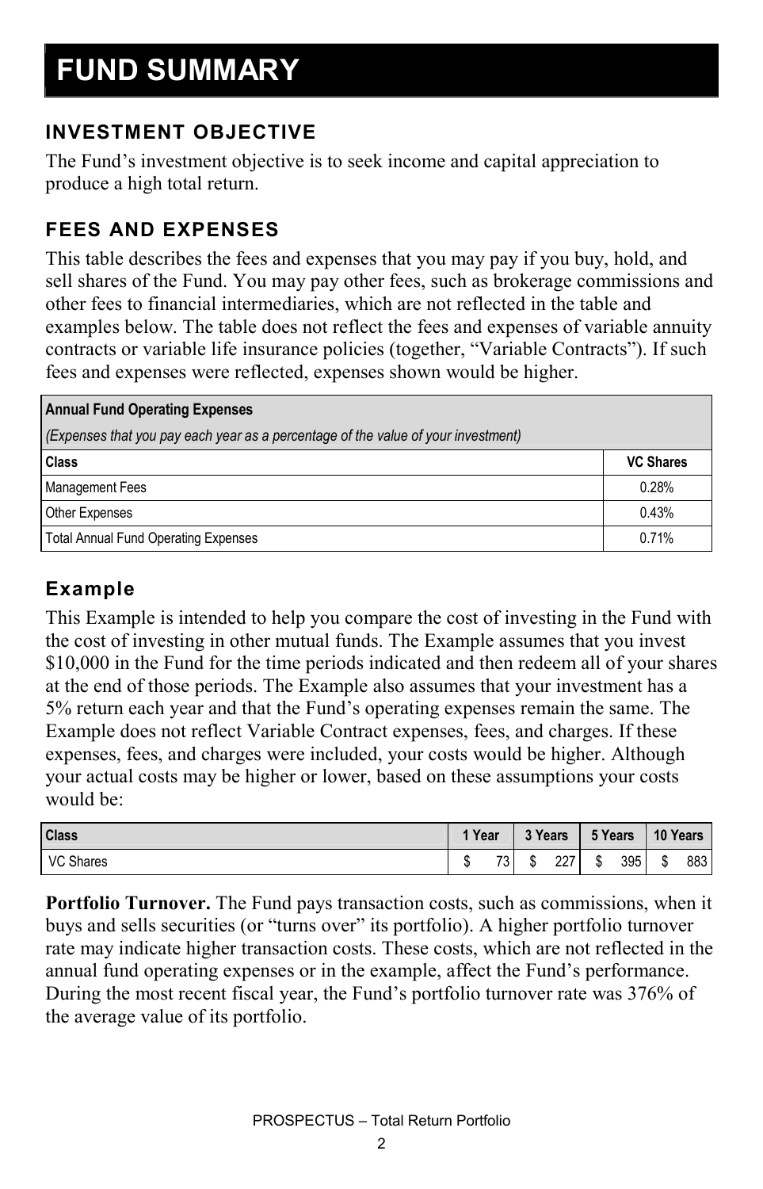# FUND SUMMARY

## INVESTMENT OBJECTIVE

The Fund's investment objective is to seek income and capital appreciation to produce a high total return.

## FEES AND EXPENSES

This table describes the fees and expenses that you may pay if you buy, hold, and sell shares of the Fund. You may pay other fees, such as brokerage commissions and other fees to financial intermediaries, which are not reflected in the table and examples below. The table does not reflect the fees and expenses of variable annuity contracts or variable life insurance policies (together, "Variable Contracts"). If such fees and expenses were reflected, expenses shown would be higher.

| **Annual Fund Operating Expenses** *(Expenses that you pay each year as a percentage of the value of your investment)* | |
|---|---|
| **Class** | **VC Shares** |
| Management Fees | 0.28% |
| Other Expenses | 0.43% |
| Total Annual Fund Operating Expenses | 0.71% |

### Example

This Example is intended to help you compare the cost of investing in the Fund with the cost of investing in other mutual funds. The Example assumes that you invest $10,000 in the Fund for the time periods indicated and then redeem all of your shares at the end of those periods. The Example also assumes that your investment has a 5% return each year and that the Fund's operating expenses remain the same. The Example does not reflect Variable Contract expenses, fees, and charges. If these expenses, fees, and charges were included, your costs would be higher. Although your actual costs may be higher or lower, based on these assumptions your costs would be:

| Class | 1 Year | 3 Years | 5 Years | 10 Years |
|---|---|---|---|---|
| VC Shares | $ 73 | $ 227 | $ 395 | $ 883 |

**Portfolio Turnover.** The Fund pays transaction costs, such as commissions, when it buys and sells securities (or "turns over" its portfolio). A higher portfolio turnover rate may indicate higher transaction costs. These costs, which are not reflected in the annual fund operating expenses or in the example, affect the Fund's performance. During the most recent fiscal year, the Fund's portfolio turnover rate was 376% of the average value of its portfolio.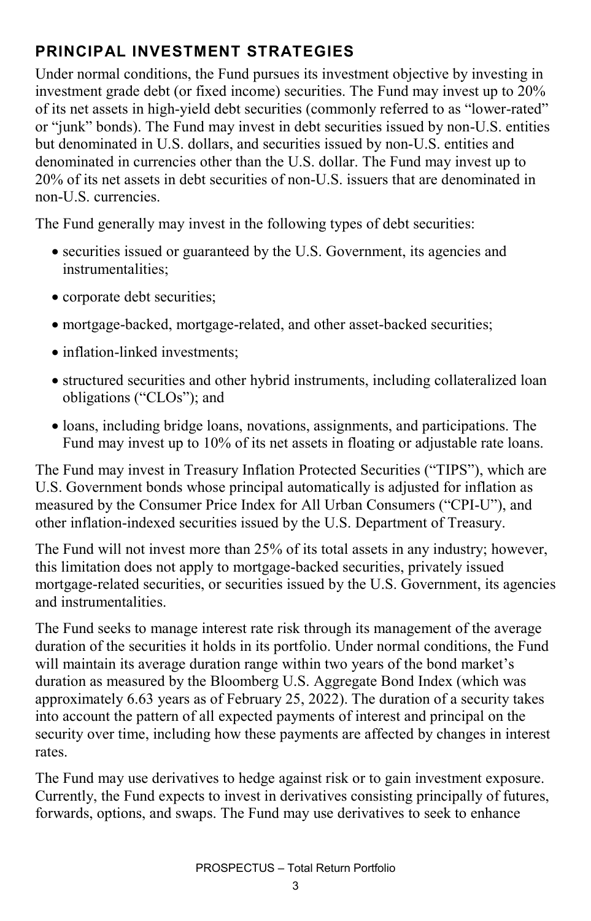## PRINCIPAL INVESTMENT STRATEGIES

Under normal conditions, the Fund pursues its investment objective by investing in investment grade debt (or fixed income) securities. The Fund may invest up to 20% of its net assets in high-yield debt securities (commonly referred to as "lower-rated" or "junk" bonds). The Fund may invest in debt securities issued by non-U.S. entities but denominated in U.S. dollars, and securities issued by non-U.S. entities and denominated in currencies other than the U.S. dollar. The Fund may invest up to 20% of its net assets in debt securities of non-U.S. issuers that are denominated in non-U.S. currencies.

The Fund generally may invest in the following types of debt securities:

- securities issued or guaranteed by the U.S. Government, its agencies and instrumentalities;
- corporate debt securities;
- mortgage-backed, mortgage-related, and other asset-backed securities;
- inflation-linked investments;
- structured securities and other hybrid instruments, including collateralized loan obligations ("CLOs"); and
- loans, including bridge loans, novations, assignments, and participations. The Fund may invest up to 10% of its net assets in floating or adjustable rate loans.

The Fund may invest in Treasury Inflation Protected Securities ("TIPS"), which are U.S. Government bonds whose principal automatically is adjusted for inflation as measured by the Consumer Price Index for All Urban Consumers ("CPI-U"), and other inflation-indexed securities issued by the U.S. Department of Treasury.

The Fund will not invest more than 25% of its total assets in any industry; however, this limitation does not apply to mortgage-backed securities, privately issued mortgage-related securities, or securities issued by the U.S. Government, its agencies and instrumentalities.

The Fund seeks to manage interest rate risk through its management of the average duration of the securities it holds in its portfolio. Under normal conditions, the Fund will maintain its average duration range within two years of the bond market's duration as measured by the Bloomberg U.S. Aggregate Bond Index (which was approximately 6.63 years as of February 25, 2022). The duration of a security takes into account the pattern of all expected payments of interest and principal on the security over time, including how these payments are affected by changes in interest rates.

The Fund may use derivatives to hedge against risk or to gain investment exposure. Currently, the Fund expects to invest in derivatives consisting principally of futures, forwards, options, and swaps. The Fund may use derivatives to seek to enhance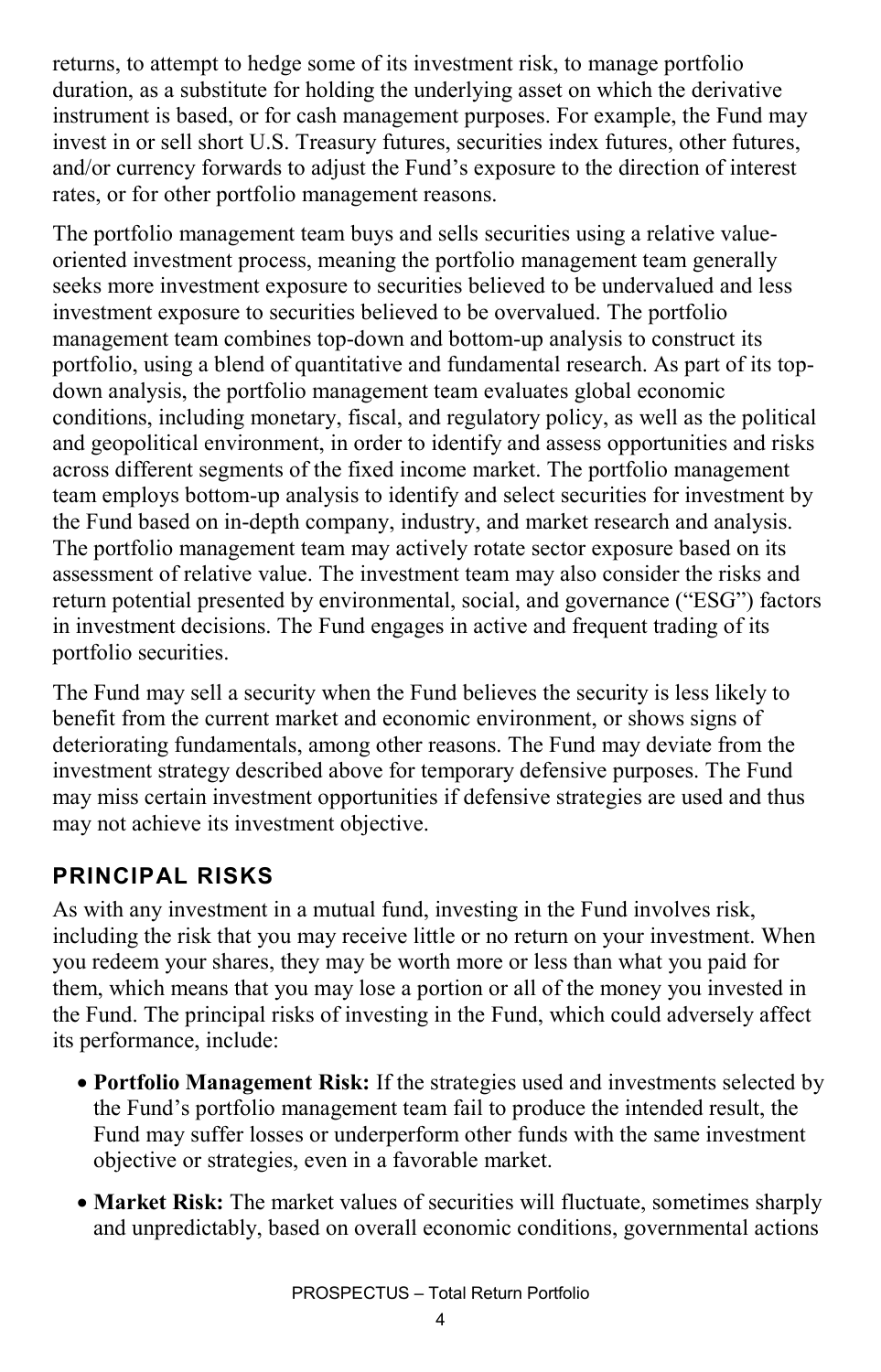returns, to attempt to hedge some of its investment risk, to manage portfolio duration, as a substitute for holding the underlying asset on which the derivative instrument is based, or for cash management purposes. For example, the Fund may invest in or sell short U.S. Treasury futures, securities index futures, other futures, and/or currency forwards to adjust the Fund's exposure to the direction of interest rates, or for other portfolio management reasons.

The portfolio management team buys and sells securities using a relative value-oriented investment process, meaning the portfolio management team generally seeks more investment exposure to securities believed to be undervalued and less investment exposure to securities believed to be overvalued. The portfolio management team combines top-down and bottom-up analysis to construct its portfolio, using a blend of quantitative and fundamental research. As part of its top-down analysis, the portfolio management team evaluates global economic conditions, including monetary, fiscal, and regulatory policy, as well as the political and geopolitical environment, in order to identify and assess opportunities and risks across different segments of the fixed income market. The portfolio management team employs bottom-up analysis to identify and select securities for investment by the Fund based on in-depth company, industry, and market research and analysis. The portfolio management team may actively rotate sector exposure based on its assessment of relative value. The investment team may also consider the risks and return potential presented by environmental, social, and governance ("ESG") factors in investment decisions. The Fund engages in active and frequent trading of its portfolio securities.

The Fund may sell a security when the Fund believes the security is less likely to benefit from the current market and economic environment, or shows signs of deteriorating fundamentals, among other reasons. The Fund may deviate from the investment strategy described above for temporary defensive purposes. The Fund may miss certain investment opportunities if defensive strategies are used and thus may not achieve its investment objective.

## PRINCIPAL RISKS

As with any investment in a mutual fund, investing in the Fund involves risk, including the risk that you may receive little or no return on your investment. When you redeem your shares, they may be worth more or less than what you paid for them, which means that you may lose a portion or all of the money you invested in the Fund. The principal risks of investing in the Fund, which could adversely affect its performance, include:

- **Portfolio Management Risk:** If the strategies used and investments selected by the Fund's portfolio management team fail to produce the intended result, the Fund may suffer losses or underperform other funds with the same investment objective or strategies, even in a favorable market.
- **Market Risk:** The market values of securities will fluctuate, sometimes sharply and unpredictably, based on overall economic conditions, governmental actions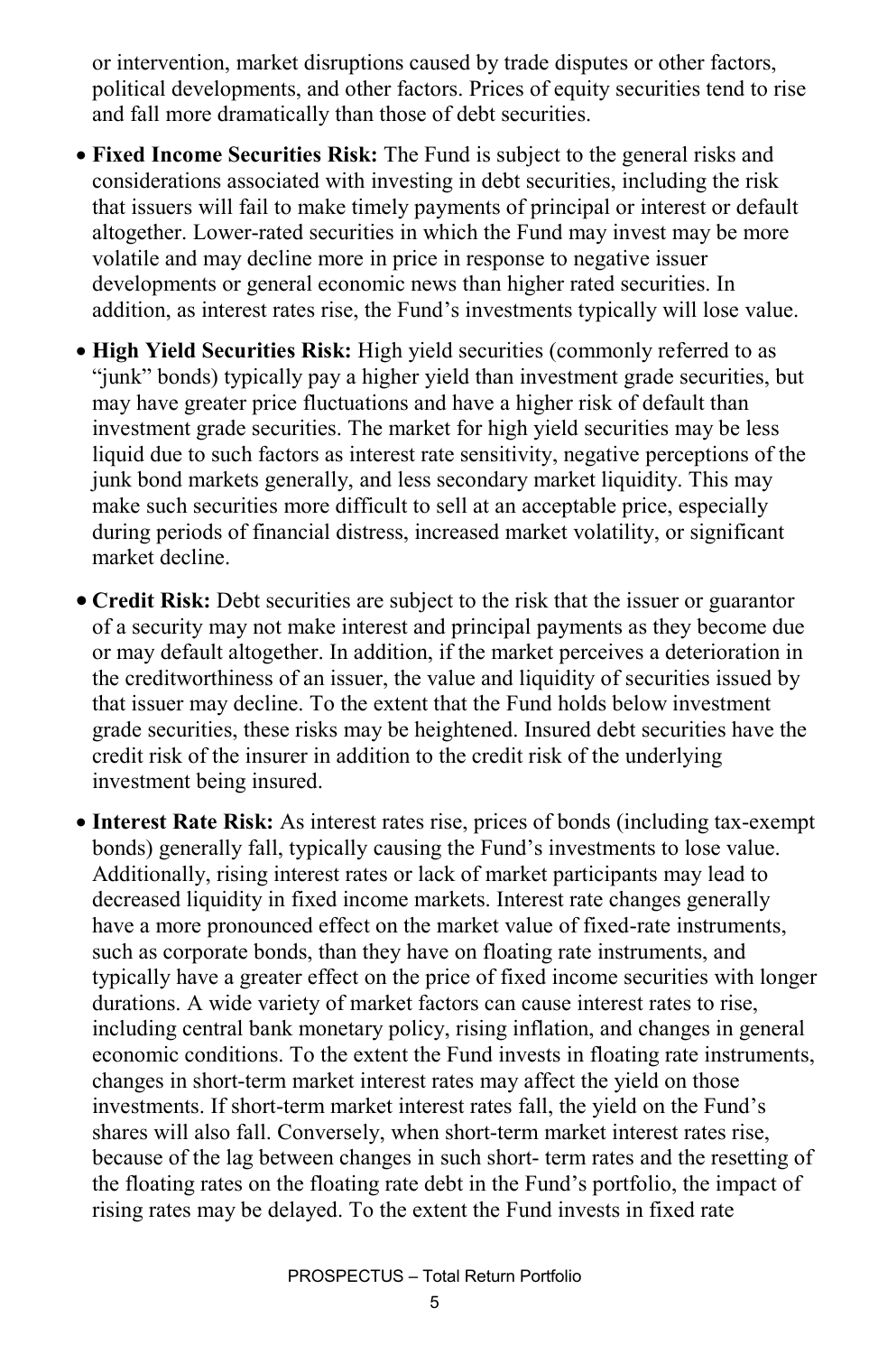or intervention, market disruptions caused by trade disputes or other factors, political developments, and other factors. Prices of equity securities tend to rise and fall more dramatically than those of debt securities.

- **Fixed Income Securities Risk:** The Fund is subject to the general risks and considerations associated with investing in debt securities, including the risk that issuers will fail to make timely payments of principal or interest or default altogether. Lower-rated securities in which the Fund may invest may be more volatile and may decline more in price in response to negative issuer developments or general economic news than higher rated securities. In addition, as interest rates rise, the Fund's investments typically will lose value.
- **High Yield Securities Risk:** High yield securities (commonly referred to as "junk" bonds) typically pay a higher yield than investment grade securities, but may have greater price fluctuations and have a higher risk of default than investment grade securities. The market for high yield securities may be less liquid due to such factors as interest rate sensitivity, negative perceptions of the junk bond markets generally, and less secondary market liquidity. This may make such securities more difficult to sell at an acceptable price, especially during periods of financial distress, increased market volatility, or significant market decline.
- **Credit Risk:** Debt securities are subject to the risk that the issuer or guarantor of a security may not make interest and principal payments as they become due or may default altogether. In addition, if the market perceives a deterioration in the creditworthiness of an issuer, the value and liquidity of securities issued by that issuer may decline. To the extent that the Fund holds below investment grade securities, these risks may be heightened. Insured debt securities have the credit risk of the insurer in addition to the credit risk of the underlying investment being insured.
- **Interest Rate Risk:** As interest rates rise, prices of bonds (including tax-exempt bonds) generally fall, typically causing the Fund's investments to lose value. Additionally, rising interest rates or lack of market participants may lead to decreased liquidity in fixed income markets. Interest rate changes generally have a more pronounced effect on the market value of fixed-rate instruments, such as corporate bonds, than they have on floating rate instruments, and typically have a greater effect on the price of fixed income securities with longer durations. A wide variety of market factors can cause interest rates to rise, including central bank monetary policy, rising inflation, and changes in general economic conditions. To the extent the Fund invests in floating rate instruments, changes in short-term market interest rates may affect the yield on those investments. If short-term market interest rates fall, the yield on the Fund's shares will also fall. Conversely, when short-term market interest rates rise, because of the lag between changes in such short- term rates and the resetting of the floating rates on the floating rate debt in the Fund's portfolio, the impact of rising rates may be delayed. To the extent the Fund invests in fixed rate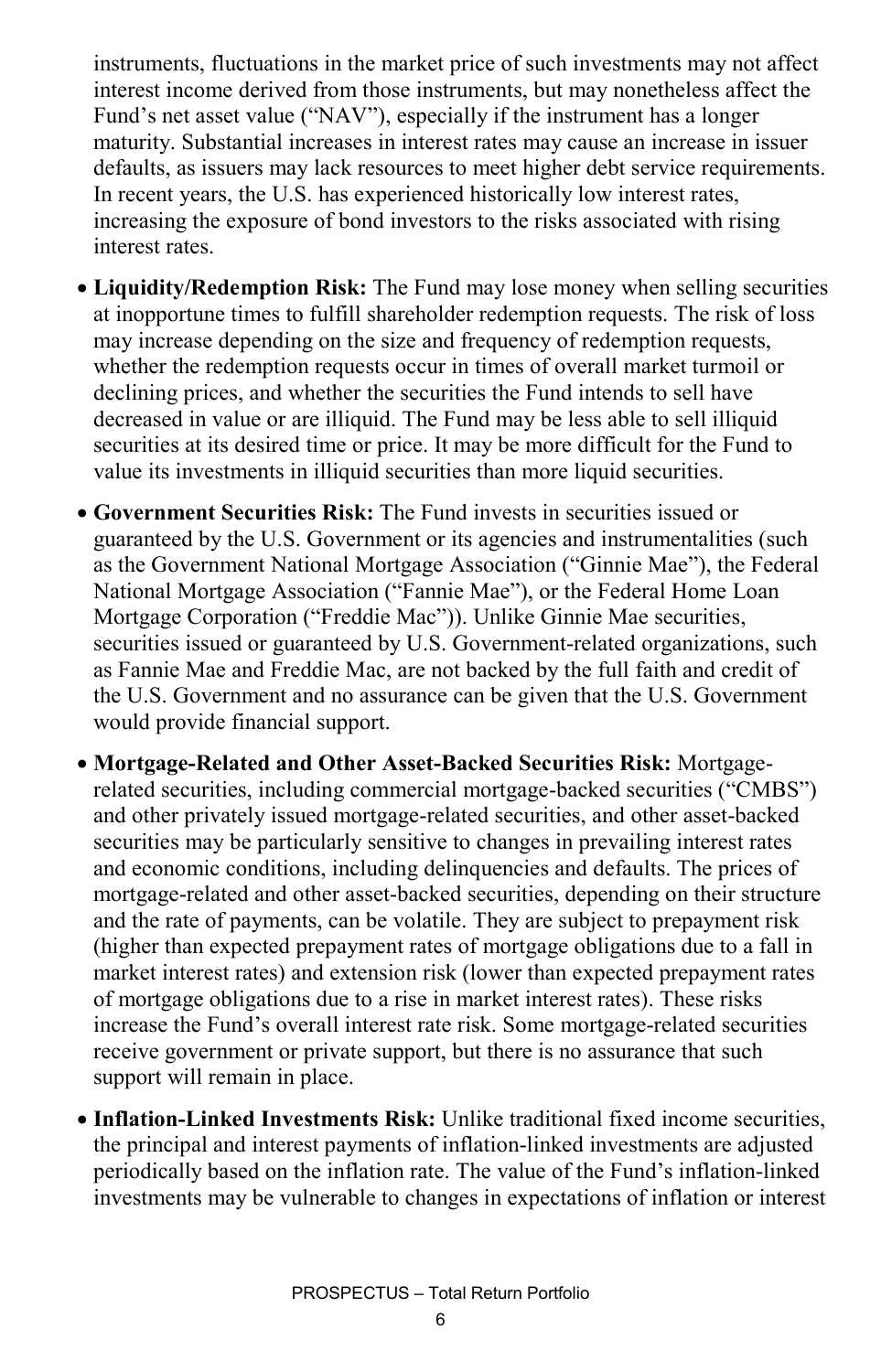instruments, fluctuations in the market price of such investments may not affect interest income derived from those instruments, but may nonetheless affect the Fund's net asset value ("NAV"), especially if the instrument has a longer maturity. Substantial increases in interest rates may cause an increase in issuer defaults, as issuers may lack resources to meet higher debt service requirements. In recent years, the U.S. has experienced historically low interest rates, increasing the exposure of bond investors to the risks associated with rising interest rates.

- **Liquidity/Redemption Risk:** The Fund may lose money when selling securities at inopportune times to fulfill shareholder redemption requests. The risk of loss may increase depending on the size and frequency of redemption requests, whether the redemption requests occur in times of overall market turmoil or declining prices, and whether the securities the Fund intends to sell have decreased in value or are illiquid. The Fund may be less able to sell illiquid securities at its desired time or price. It may be more difficult for the Fund to value its investments in illiquid securities than more liquid securities.
- **Government Securities Risk:** The Fund invests in securities issued or guaranteed by the U.S. Government or its agencies and instrumentalities (such as the Government National Mortgage Association ("Ginnie Mae"), the Federal National Mortgage Association ("Fannie Mae"), or the Federal Home Loan Mortgage Corporation ("Freddie Mac")). Unlike Ginnie Mae securities, securities issued or guaranteed by U.S. Government-related organizations, such as Fannie Mae and Freddie Mac, are not backed by the full faith and credit of the U.S. Government and no assurance can be given that the U.S. Government would provide financial support.
- **Mortgage-Related and Other Asset-Backed Securities Risk:** Mortgage-related securities, including commercial mortgage-backed securities ("CMBS") and other privately issued mortgage-related securities, and other asset-backed securities may be particularly sensitive to changes in prevailing interest rates and economic conditions, including delinquencies and defaults. The prices of mortgage-related and other asset-backed securities, depending on their structure and the rate of payments, can be volatile. They are subject to prepayment risk (higher than expected prepayment rates of mortgage obligations due to a fall in market interest rates) and extension risk (lower than expected prepayment rates of mortgage obligations due to a rise in market interest rates). These risks increase the Fund's overall interest rate risk. Some mortgage-related securities receive government or private support, but there is no assurance that such support will remain in place.
- **Inflation-Linked Investments Risk:** Unlike traditional fixed income securities, the principal and interest payments of inflation-linked investments are adjusted periodically based on the inflation rate. The value of the Fund's inflation-linked investments may be vulnerable to changes in expectations of inflation or interest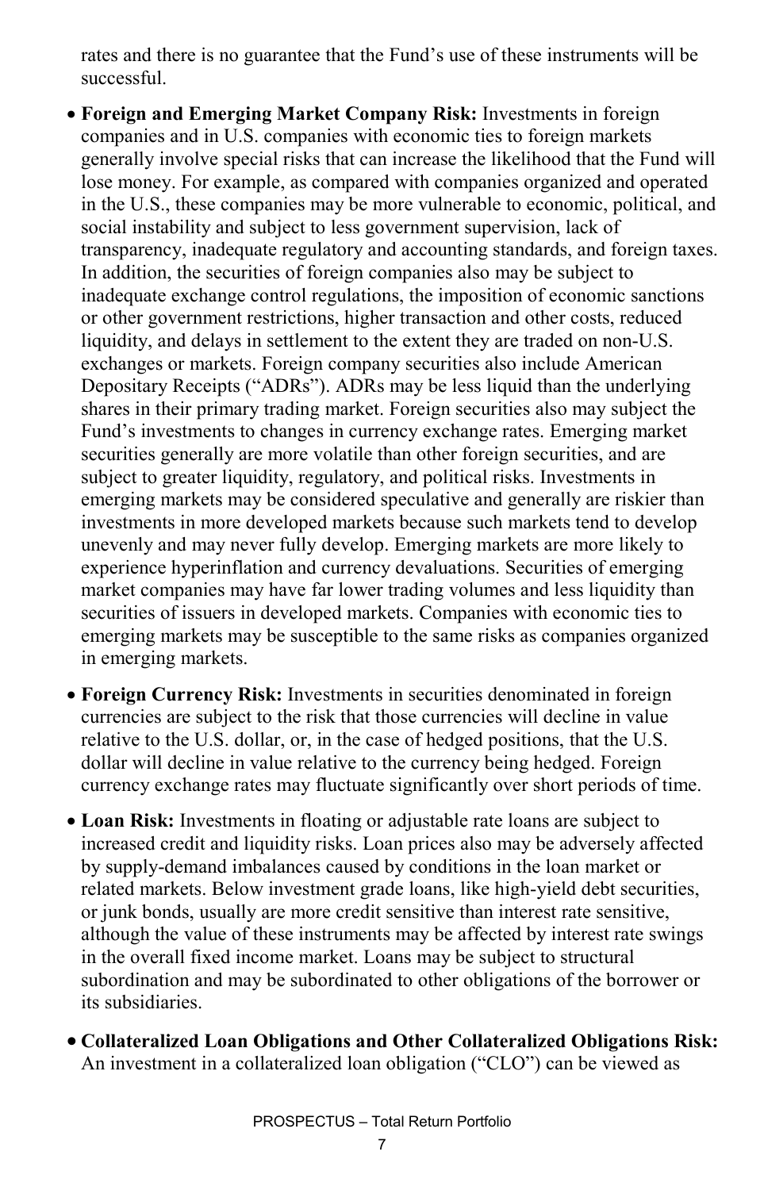rates and there is no guarantee that the Fund's use of these instruments will be successful.

- **Foreign and Emerging Market Company Risk:** Investments in foreign companies and in U.S. companies with economic ties to foreign markets generally involve special risks that can increase the likelihood that the Fund will lose money. For example, as compared with companies organized and operated in the U.S., these companies may be more vulnerable to economic, political, and social instability and subject to less government supervision, lack of transparency, inadequate regulatory and accounting standards, and foreign taxes. In addition, the securities of foreign companies also may be subject to inadequate exchange control regulations, the imposition of economic sanctions or other government restrictions, higher transaction and other costs, reduced liquidity, and delays in settlement to the extent they are traded on non-U.S. exchanges or markets. Foreign company securities also include American Depositary Receipts ("ADRs"). ADRs may be less liquid than the underlying shares in their primary trading market. Foreign securities also may subject the Fund's investments to changes in currency exchange rates. Emerging market securities generally are more volatile than other foreign securities, and are subject to greater liquidity, regulatory, and political risks. Investments in emerging markets may be considered speculative and generally are riskier than investments in more developed markets because such markets tend to develop unevenly and may never fully develop. Emerging markets are more likely to experience hyperinflation and currency devaluations. Securities of emerging market companies may have far lower trading volumes and less liquidity than securities of issuers in developed markets. Companies with economic ties to emerging markets may be susceptible to the same risks as companies organized in emerging markets.

- **Foreign Currency Risk:** Investments in securities denominated in foreign currencies are subject to the risk that those currencies will decline in value relative to the U.S. dollar, or, in the case of hedged positions, that the U.S. dollar will decline in value relative to the currency being hedged. Foreign currency exchange rates may fluctuate significantly over short periods of time.

- **Loan Risk:** Investments in floating or adjustable rate loans are subject to increased credit and liquidity risks. Loan prices also may be adversely affected by supply-demand imbalances caused by conditions in the loan market or related markets. Below investment grade loans, like high-yield debt securities, or junk bonds, usually are more credit sensitive than interest rate sensitive, although the value of these instruments may be affected by interest rate swings in the overall fixed income market. Loans may be subject to structural subordination and may be subordinated to other obligations of the borrower or its subsidiaries.

- **Collateralized Loan Obligations and Other Collateralized Obligations Risk:** An investment in a collateralized loan obligation ("CLO") can be viewed as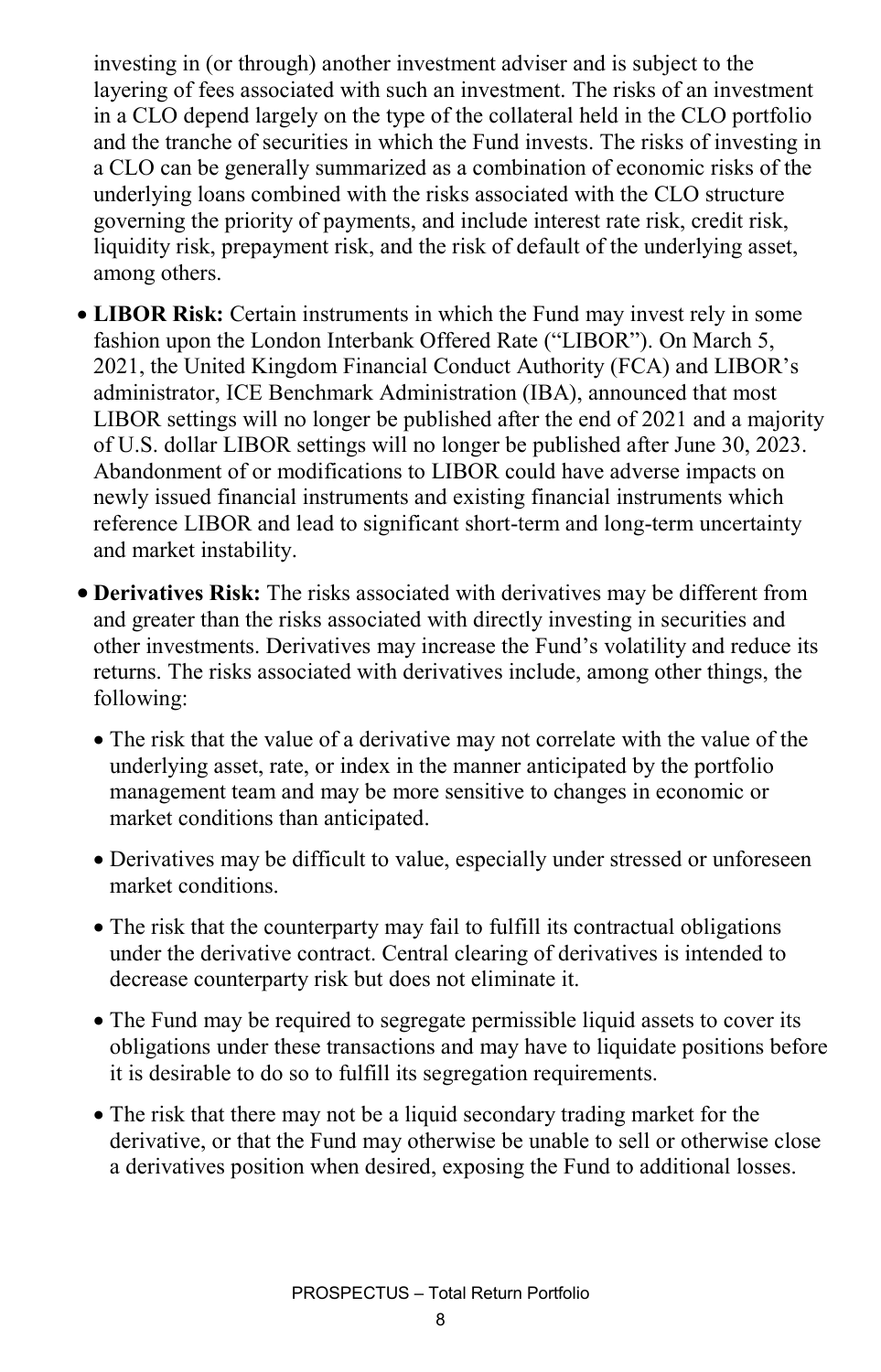investing in (or through) another investment adviser and is subject to the layering of fees associated with such an investment. The risks of an investment in a CLO depend largely on the type of the collateral held in the CLO portfolio and the tranche of securities in which the Fund invests. The risks of investing in a CLO can be generally summarized as a combination of economic risks of the underlying loans combined with the risks associated with the CLO structure governing the priority of payments, and include interest rate risk, credit risk, liquidity risk, prepayment risk, and the risk of default of the underlying asset, among others.

- **LIBOR Risk:** Certain instruments in which the Fund may invest rely in some fashion upon the London Interbank Offered Rate ("LIBOR"). On March 5, 2021, the United Kingdom Financial Conduct Authority (FCA) and LIBOR's administrator, ICE Benchmark Administration (IBA), announced that most LIBOR settings will no longer be published after the end of 2021 and a majority of U.S. dollar LIBOR settings will no longer be published after June 30, 2023. Abandonment of or modifications to LIBOR could have adverse impacts on newly issued financial instruments and existing financial instruments which reference LIBOR and lead to significant short-term and long-term uncertainty and market instability.
- **Derivatives Risk:** The risks associated with derivatives may be different from and greater than the risks associated with directly investing in securities and other investments. Derivatives may increase the Fund's volatility and reduce its returns. The risks associated with derivatives include, among other things, the following:
  - The risk that the value of a derivative may not correlate with the value of the underlying asset, rate, or index in the manner anticipated by the portfolio management team and may be more sensitive to changes in economic or market conditions than anticipated.
  - Derivatives may be difficult to value, especially under stressed or unforeseen market conditions.
  - The risk that the counterparty may fail to fulfill its contractual obligations under the derivative contract. Central clearing of derivatives is intended to decrease counterparty risk but does not eliminate it.
  - The Fund may be required to segregate permissible liquid assets to cover its obligations under these transactions and may have to liquidate positions before it is desirable to do so to fulfill its segregation requirements.
  - The risk that there may not be a liquid secondary trading market for the derivative, or that the Fund may otherwise be unable to sell or otherwise close a derivatives position when desired, exposing the Fund to additional losses.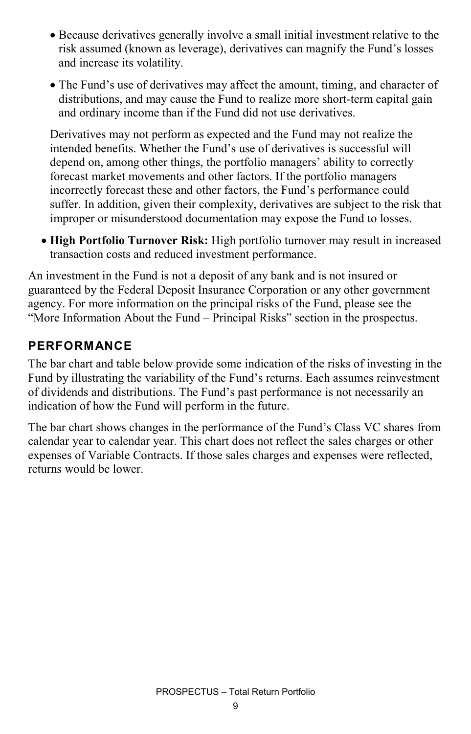- Because derivatives generally involve a small initial investment relative to the risk assumed (known as leverage), derivatives can magnify the Fund's losses and increase its volatility.

- The Fund's use of derivatives may affect the amount, timing, and character of distributions, and may cause the Fund to realize more short-term capital gain and ordinary income than if the Fund did not use derivatives.

  Derivatives may not perform as expected and the Fund may not realize the intended benefits. Whether the Fund's use of derivatives is successful will depend on, among other things, the portfolio managers' ability to correctly forecast market movements and other factors. If the portfolio managers incorrectly forecast these and other factors, the Fund's performance could suffer. In addition, given their complexity, derivatives are subject to the risk that improper or misunderstood documentation may expose the Fund to losses.

- **High Portfolio Turnover Risk:** High portfolio turnover may result in increased transaction costs and reduced investment performance.

An investment in the Fund is not a deposit of any bank and is not insured or guaranteed by the Federal Deposit Insurance Corporation or any other government agency. For more information on the principal risks of the Fund, please see the "More Information About the Fund – Principal Risks" section in the prospectus.

## PERFORMANCE

The bar chart and table below provide some indication of the risks of investing in the Fund by illustrating the variability of the Fund's returns. Each assumes reinvestment of dividends and distributions. The Fund's past performance is not necessarily an indication of how the Fund will perform in the future.

The bar chart shows changes in the performance of the Fund's Class VC shares from calendar year to calendar year. This chart does not reflect the sales charges or other expenses of Variable Contracts. If those sales charges and expenses were reflected, returns would be lower.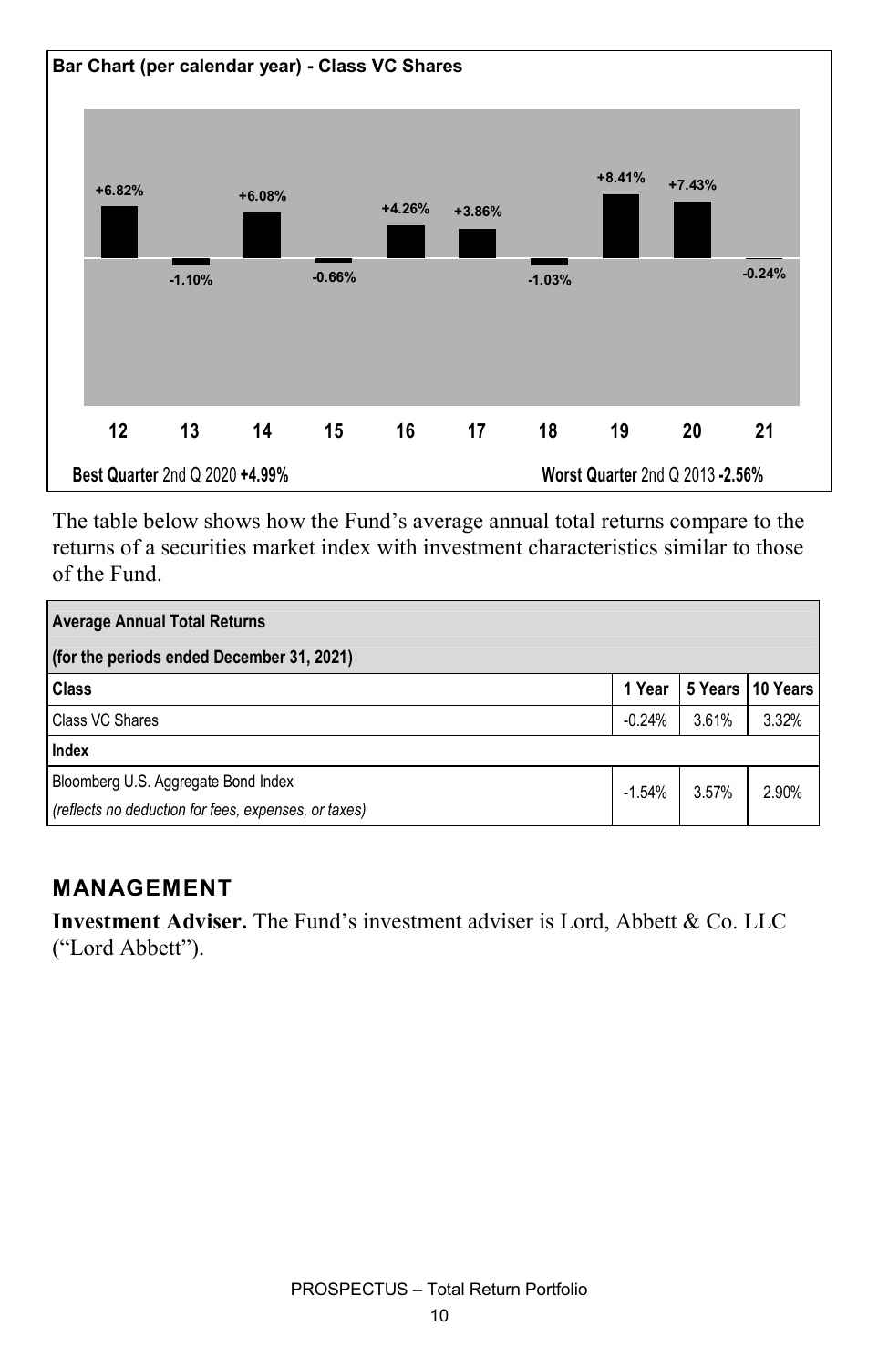**Bar Chart (per calendar year) - Class VC Shares**

| Year | 12 | 13 | 14 | 15 | 16 | 17 | 18 | 19 | 20 | 21 |
|---|---|---|---|---|---|---|---|---|---|---|
| Return | +6.82% | -1.10% | +6.08% | -0.66% | +4.26% | +3.86% | -1.03% | +8.41% | +7.43% | -0.24% |

**Best Quarter** 2nd Q 2020 **+4.99%** **Worst Quarter** 2nd Q 2013 **-2.56%**

The table below shows how the Fund's average annual total returns compare to the returns of a securities market index with investment characteristics similar to those of the Fund.

| **Average Annual Total Returns** | | | |
|---|---|---|---|
| **(for the periods ended December 31, 2021)** | | | |
| **Class** | **1 Year** | **5 Years** | **10 Years** |
| Class VC Shares | -0.24% | 3.61% | 3.32% |
| **Index** | | | |
| Bloomberg U.S. Aggregate Bond Index *(reflects no deduction for fees, expenses, or taxes)* | -1.54% | 3.57% | 2.90% |

## MANAGEMENT

**Investment Adviser.** The Fund's investment adviser is Lord, Abbett & Co. LLC ("Lord Abbett").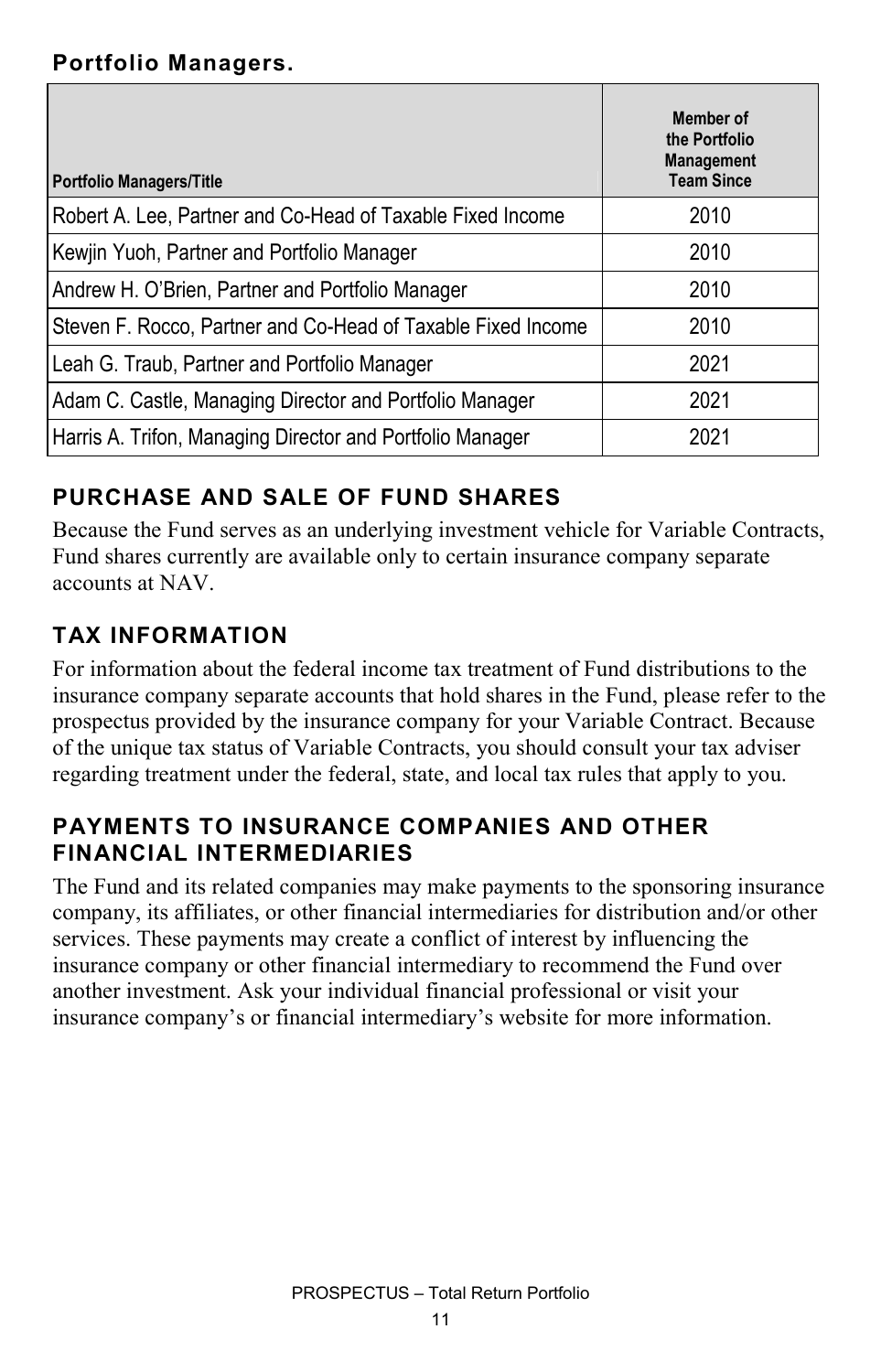**Portfolio Managers.**

| Portfolio Managers/Title | Member of the Portfolio Management Team Since |
|---|---|
| Robert A. Lee, Partner and Co-Head of Taxable Fixed Income | 2010 |
| Kewjin Yuoh, Partner and Portfolio Manager | 2010 |
| Andrew H. O'Brien, Partner and Portfolio Manager | 2010 |
| Steven F. Rocco, Partner and Co-Head of Taxable Fixed Income | 2010 |
| Leah G. Traub, Partner and Portfolio Manager | 2021 |
| Adam C. Castle, Managing Director and Portfolio Manager | 2021 |
| Harris A. Trifon, Managing Director and Portfolio Manager | 2021 |

## PURCHASE AND SALE OF FUND SHARES

Because the Fund serves as an underlying investment vehicle for Variable Contracts, Fund shares currently are available only to certain insurance company separate accounts at NAV.

## TAX INFORMATION

For information about the federal income tax treatment of Fund distributions to the insurance company separate accounts that hold shares in the Fund, please refer to the prospectus provided by the insurance company for your Variable Contract. Because of the unique tax status of Variable Contracts, you should consult your tax adviser regarding treatment under the federal, state, and local tax rules that apply to you.

## PAYMENTS TO INSURANCE COMPANIES AND OTHER FINANCIAL INTERMEDIARIES

The Fund and its related companies may make payments to the sponsoring insurance company, its affiliates, or other financial intermediaries for distribution and/or other services. These payments may create a conflict of interest by influencing the insurance company or other financial intermediary to recommend the Fund over another investment. Ask your individual financial professional or visit your insurance company's or financial intermediary's website for more information.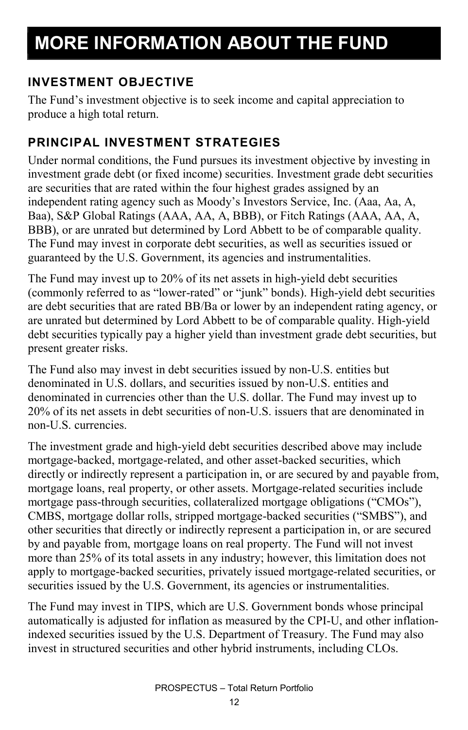# MORE INFORMATION ABOUT THE FUND

## INVESTMENT OBJECTIVE

The Fund's investment objective is to seek income and capital appreciation to produce a high total return.

## PRINCIPAL INVESTMENT STRATEGIES

Under normal conditions, the Fund pursues its investment objective by investing in investment grade debt (or fixed income) securities. Investment grade debt securities are securities that are rated within the four highest grades assigned by an independent rating agency such as Moody's Investors Service, Inc. (Aaa, Aa, A, Baa), S&P Global Ratings (AAA, AA, A, BBB), or Fitch Ratings (AAA, AA, A, BBB), or are unrated but determined by Lord Abbett to be of comparable quality. The Fund may invest in corporate debt securities, as well as securities issued or guaranteed by the U.S. Government, its agencies and instrumentalities.

The Fund may invest up to 20% of its net assets in high-yield debt securities (commonly referred to as "lower-rated" or "junk" bonds). High-yield debt securities are debt securities that are rated BB/Ba or lower by an independent rating agency, or are unrated but determined by Lord Abbett to be of comparable quality. High-yield debt securities typically pay a higher yield than investment grade debt securities, but present greater risks.

The Fund also may invest in debt securities issued by non-U.S. entities but denominated in U.S. dollars, and securities issued by non-U.S. entities and denominated in currencies other than the U.S. dollar. The Fund may invest up to 20% of its net assets in debt securities of non-U.S. issuers that are denominated in non-U.S. currencies.

The investment grade and high-yield debt securities described above may include mortgage-backed, mortgage-related, and other asset-backed securities, which directly or indirectly represent a participation in, or are secured by and payable from, mortgage loans, real property, or other assets. Mortgage-related securities include mortgage pass-through securities, collateralized mortgage obligations ("CMOs"), CMBS, mortgage dollar rolls, stripped mortgage-backed securities ("SMBS"), and other securities that directly or indirectly represent a participation in, or are secured by and payable from, mortgage loans on real property. The Fund will not invest more than 25% of its total assets in any industry; however, this limitation does not apply to mortgage-backed securities, privately issued mortgage-related securities, or securities issued by the U.S. Government, its agencies or instrumentalities.

The Fund may invest in TIPS, which are U.S. Government bonds whose principal automatically is adjusted for inflation as measured by the CPI-U, and other inflation-indexed securities issued by the U.S. Department of Treasury. The Fund may also invest in structured securities and other hybrid instruments, including CLOs.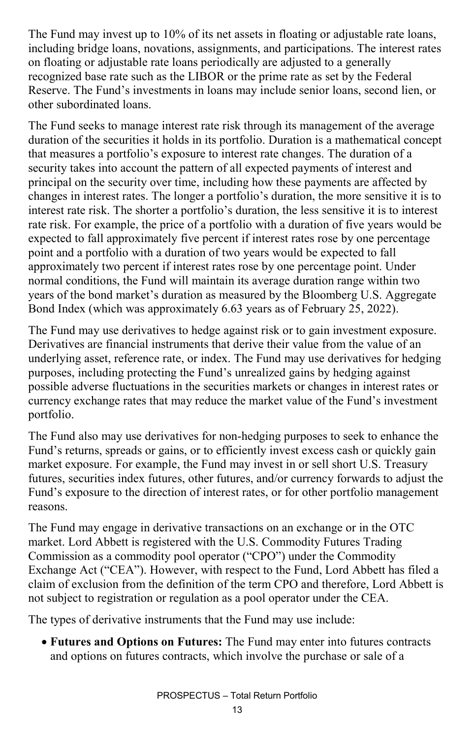The Fund may invest up to 10% of its net assets in floating or adjustable rate loans, including bridge loans, novations, assignments, and participations. The interest rates on floating or adjustable rate loans periodically are adjusted to a generally recognized base rate such as the LIBOR or the prime rate as set by the Federal Reserve. The Fund's investments in loans may include senior loans, second lien, or other subordinated loans.

The Fund seeks to manage interest rate risk through its management of the average duration of the securities it holds in its portfolio. Duration is a mathematical concept that measures a portfolio's exposure to interest rate changes. The duration of a security takes into account the pattern of all expected payments of interest and principal on the security over time, including how these payments are affected by changes in interest rates. The longer a portfolio's duration, the more sensitive it is to interest rate risk. The shorter a portfolio's duration, the less sensitive it is to interest rate risk. For example, the price of a portfolio with a duration of five years would be expected to fall approximately five percent if interest rates rose by one percentage point and a portfolio with a duration of two years would be expected to fall approximately two percent if interest rates rose by one percentage point. Under normal conditions, the Fund will maintain its average duration range within two years of the bond market's duration as measured by the Bloomberg U.S. Aggregate Bond Index (which was approximately 6.63 years as of February 25, 2022).

The Fund may use derivatives to hedge against risk or to gain investment exposure. Derivatives are financial instruments that derive their value from the value of an underlying asset, reference rate, or index. The Fund may use derivatives for hedging purposes, including protecting the Fund's unrealized gains by hedging against possible adverse fluctuations in the securities markets or changes in interest rates or currency exchange rates that may reduce the market value of the Fund's investment portfolio.

The Fund also may use derivatives for non-hedging purposes to seek to enhance the Fund's returns, spreads or gains, or to efficiently invest excess cash or quickly gain market exposure. For example, the Fund may invest in or sell short U.S. Treasury futures, securities index futures, other futures, and/or currency forwards to adjust the Fund's exposure to the direction of interest rates, or for other portfolio management reasons.

The Fund may engage in derivative transactions on an exchange or in the OTC market. Lord Abbett is registered with the U.S. Commodity Futures Trading Commission as a commodity pool operator ("CPO") under the Commodity Exchange Act ("CEA"). However, with respect to the Fund, Lord Abbett has filed a claim of exclusion from the definition of the term CPO and therefore, Lord Abbett is not subject to registration or regulation as a pool operator under the CEA.

The types of derivative instruments that the Fund may use include:

- **Futures and Options on Futures:** The Fund may enter into futures contracts and options on futures contracts, which involve the purchase or sale of a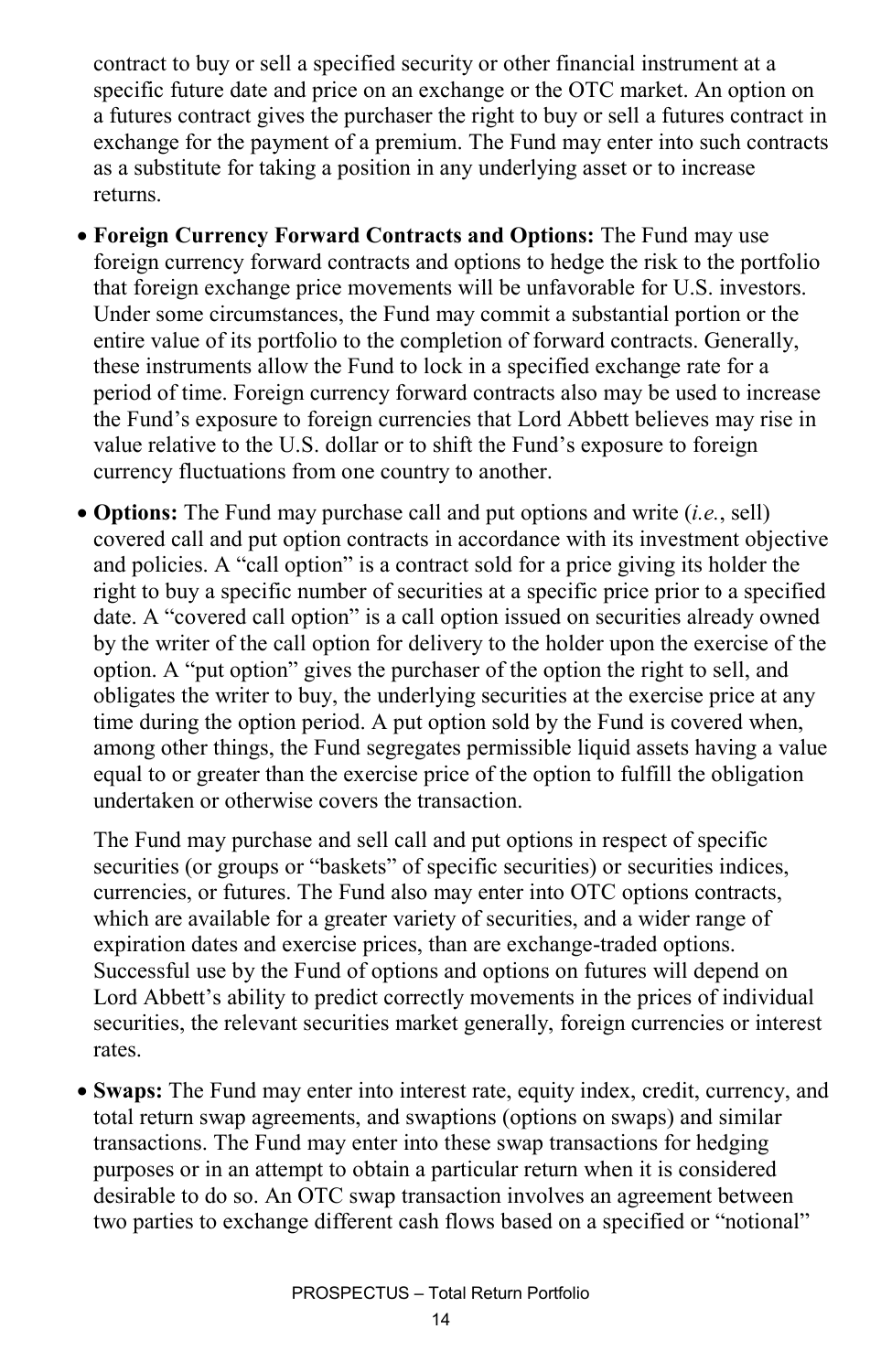contract to buy or sell a specified security or other financial instrument at a specific future date and price on an exchange or the OTC market. An option on a futures contract gives the purchaser the right to buy or sell a futures contract in exchange for the payment of a premium. The Fund may enter into such contracts as a substitute for taking a position in any underlying asset or to increase returns.

- **Foreign Currency Forward Contracts and Options:** The Fund may use foreign currency forward contracts and options to hedge the risk to the portfolio that foreign exchange price movements will be unfavorable for U.S. investors. Under some circumstances, the Fund may commit a substantial portion or the entire value of its portfolio to the completion of forward contracts. Generally, these instruments allow the Fund to lock in a specified exchange rate for a period of time. Foreign currency forward contracts also may be used to increase the Fund's exposure to foreign currencies that Lord Abbett believes may rise in value relative to the U.S. dollar or to shift the Fund's exposure to foreign currency fluctuations from one country to another.

- **Options:** The Fund may purchase call and put options and write (*i.e.*, sell) covered call and put option contracts in accordance with its investment objective and policies. A "call option" is a contract sold for a price giving its holder the right to buy a specific number of securities at a specific price prior to a specified date. A "covered call option" is a call option issued on securities already owned by the writer of the call option for delivery to the holder upon the exercise of the option. A "put option" gives the purchaser of the option the right to sell, and obligates the writer to buy, the underlying securities at the exercise price at any time during the option period. A put option sold by the Fund is covered when, among other things, the Fund segregates permissible liquid assets having a value equal to or greater than the exercise price of the option to fulfill the obligation undertaken or otherwise covers the transaction.

  The Fund may purchase and sell call and put options in respect of specific securities (or groups or "baskets" of specific securities) or securities indices, currencies, or futures. The Fund also may enter into OTC options contracts, which are available for a greater variety of securities, and a wider range of expiration dates and exercise prices, than are exchange-traded options. Successful use by the Fund of options and options on futures will depend on Lord Abbett's ability to predict correctly movements in the prices of individual securities, the relevant securities market generally, foreign currencies or interest rates.

- **Swaps:** The Fund may enter into interest rate, equity index, credit, currency, and total return swap agreements, and swaptions (options on swaps) and similar transactions. The Fund may enter into these swap transactions for hedging purposes or in an attempt to obtain a particular return when it is considered desirable to do so. An OTC swap transaction involves an agreement between two parties to exchange different cash flows based on a specified or "notional"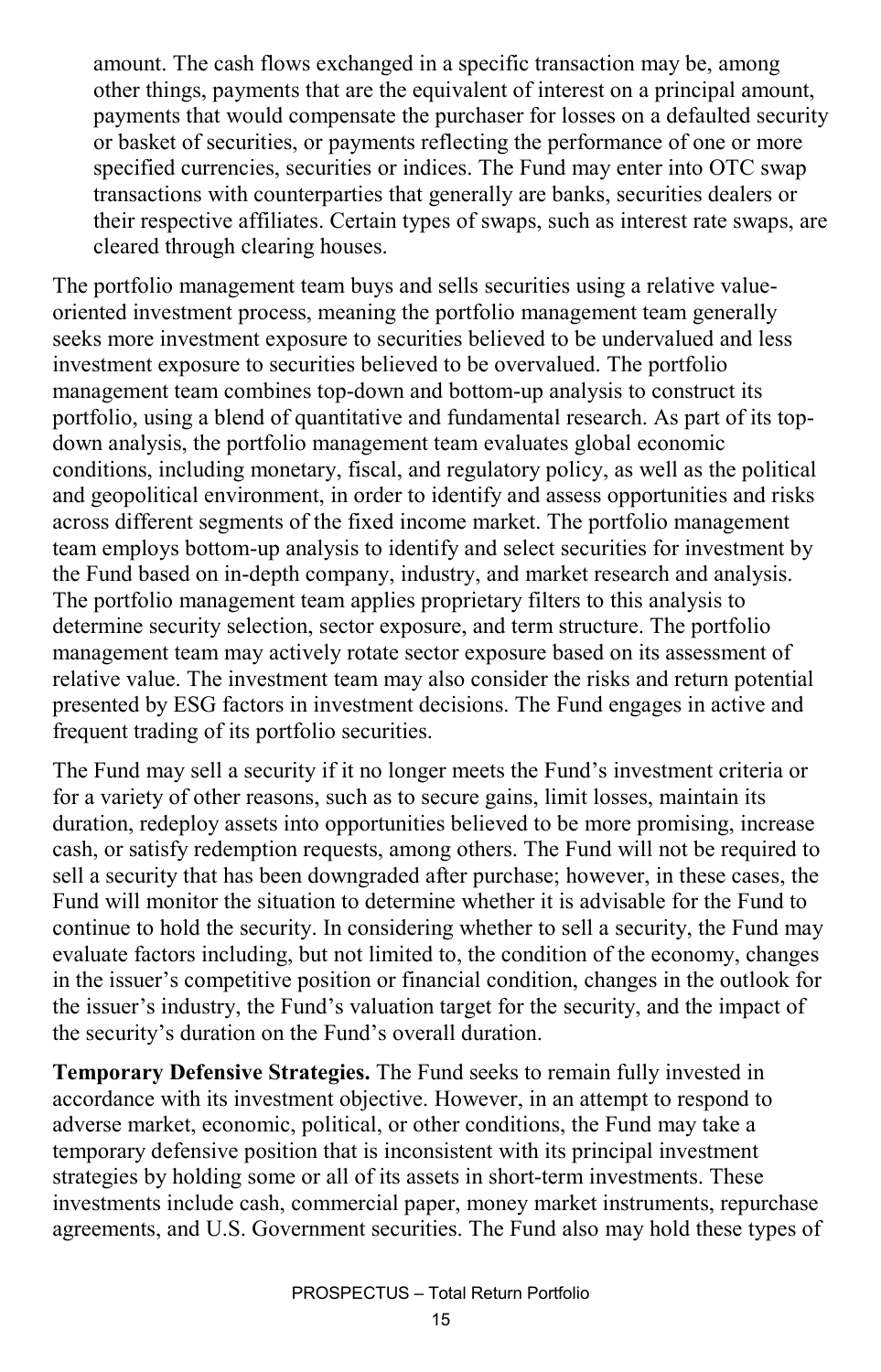amount. The cash flows exchanged in a specific transaction may be, among other things, payments that are the equivalent of interest on a principal amount, payments that would compensate the purchaser for losses on a defaulted security or basket of securities, or payments reflecting the performance of one or more specified currencies, securities or indices. The Fund may enter into OTC swap transactions with counterparties that generally are banks, securities dealers or their respective affiliates. Certain types of swaps, such as interest rate swaps, are cleared through clearing houses.

The portfolio management team buys and sells securities using a relative value-oriented investment process, meaning the portfolio management team generally seeks more investment exposure to securities believed to be undervalued and less investment exposure to securities believed to be overvalued. The portfolio management team combines top-down and bottom-up analysis to construct its portfolio, using a blend of quantitative and fundamental research. As part of its top-down analysis, the portfolio management team evaluates global economic conditions, including monetary, fiscal, and regulatory policy, as well as the political and geopolitical environment, in order to identify and assess opportunities and risks across different segments of the fixed income market. The portfolio management team employs bottom-up analysis to identify and select securities for investment by the Fund based on in-depth company, industry, and market research and analysis. The portfolio management team applies proprietary filters to this analysis to determine security selection, sector exposure, and term structure. The portfolio management team may actively rotate sector exposure based on its assessment of relative value. The investment team may also consider the risks and return potential presented by ESG factors in investment decisions. The Fund engages in active and frequent trading of its portfolio securities.

The Fund may sell a security if it no longer meets the Fund's investment criteria or for a variety of other reasons, such as to secure gains, limit losses, maintain its duration, redeploy assets into opportunities believed to be more promising, increase cash, or satisfy redemption requests, among others. The Fund will not be required to sell a security that has been downgraded after purchase; however, in these cases, the Fund will monitor the situation to determine whether it is advisable for the Fund to continue to hold the security. In considering whether to sell a security, the Fund may evaluate factors including, but not limited to, the condition of the economy, changes in the issuer's competitive position or financial condition, changes in the outlook for the issuer's industry, the Fund's valuation target for the security, and the impact of the security's duration on the Fund's overall duration.

**Temporary Defensive Strategies.** The Fund seeks to remain fully invested in accordance with its investment objective. However, in an attempt to respond to adverse market, economic, political, or other conditions, the Fund may take a temporary defensive position that is inconsistent with its principal investment strategies by holding some or all of its assets in short-term investments. These investments include cash, commercial paper, money market instruments, repurchase agreements, and U.S. Government securities. The Fund also may hold these types of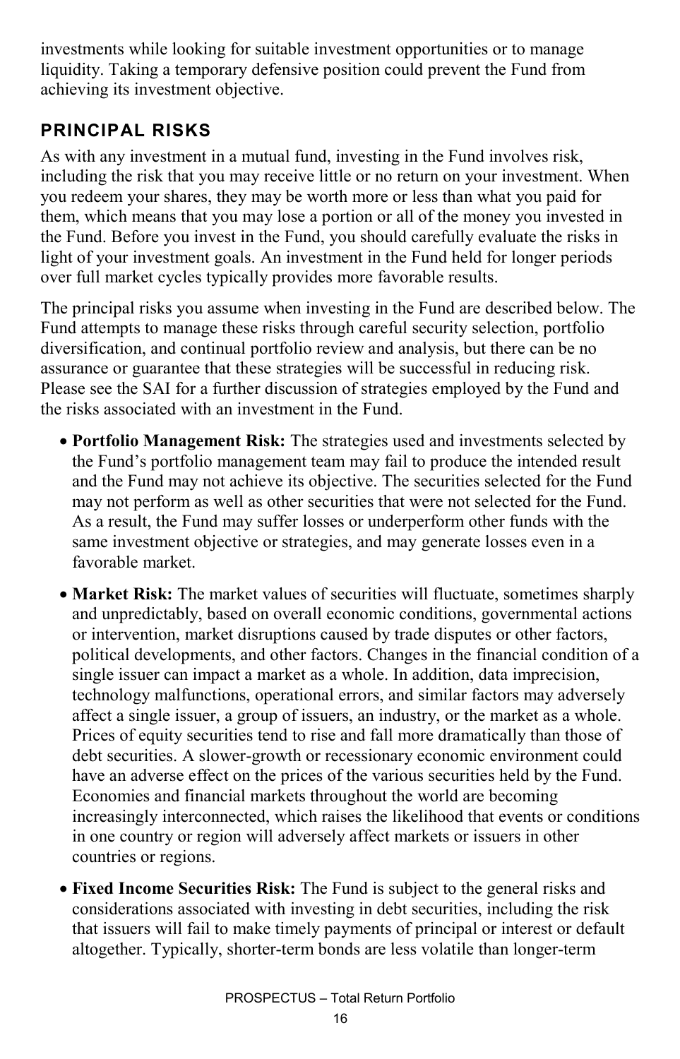investments while looking for suitable investment opportunities or to manage liquidity. Taking a temporary defensive position could prevent the Fund from achieving its investment objective.

## PRINCIPAL RISKS

As with any investment in a mutual fund, investing in the Fund involves risk, including the risk that you may receive little or no return on your investment. When you redeem your shares, they may be worth more or less than what you paid for them, which means that you may lose a portion or all of the money you invested in the Fund. Before you invest in the Fund, you should carefully evaluate the risks in light of your investment goals. An investment in the Fund held for longer periods over full market cycles typically provides more favorable results.

The principal risks you assume when investing in the Fund are described below. The Fund attempts to manage these risks through careful security selection, portfolio diversification, and continual portfolio review and analysis, but there can be no assurance or guarantee that these strategies will be successful in reducing risk. Please see the SAI for a further discussion of strategies employed by the Fund and the risks associated with an investment in the Fund.

- **Portfolio Management Risk:** The strategies used and investments selected by the Fund's portfolio management team may fail to produce the intended result and the Fund may not achieve its objective. The securities selected for the Fund may not perform as well as other securities that were not selected for the Fund. As a result, the Fund may suffer losses or underperform other funds with the same investment objective or strategies, and may generate losses even in a favorable market.
- **Market Risk:** The market values of securities will fluctuate, sometimes sharply and unpredictably, based on overall economic conditions, governmental actions or intervention, market disruptions caused by trade disputes or other factors, political developments, and other factors. Changes in the financial condition of a single issuer can impact a market as a whole. In addition, data imprecision, technology malfunctions, operational errors, and similar factors may adversely affect a single issuer, a group of issuers, an industry, or the market as a whole. Prices of equity securities tend to rise and fall more dramatically than those of debt securities. A slower-growth or recessionary economic environment could have an adverse effect on the prices of the various securities held by the Fund. Economies and financial markets throughout the world are becoming increasingly interconnected, which raises the likelihood that events or conditions in one country or region will adversely affect markets or issuers in other countries or regions.
- **Fixed Income Securities Risk:** The Fund is subject to the general risks and considerations associated with investing in debt securities, including the risk that issuers will fail to make timely payments of principal or interest or default altogether. Typically, shorter-term bonds are less volatile than longer-term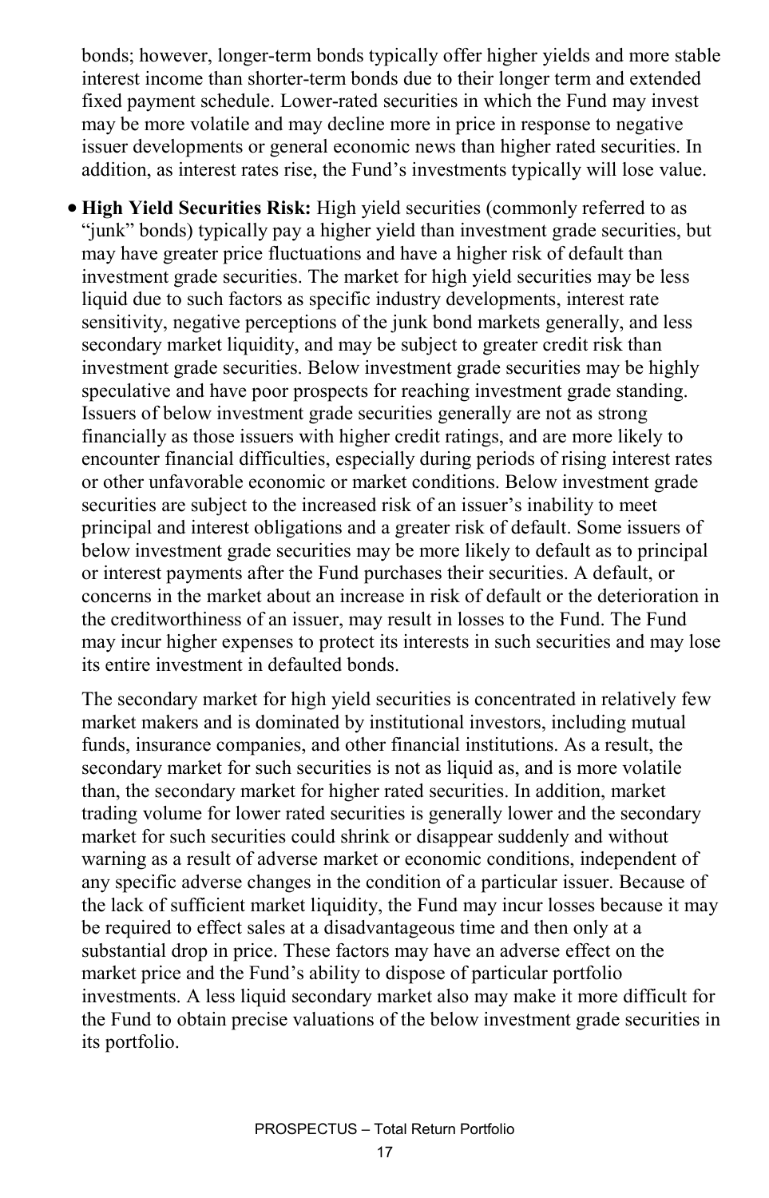bonds; however, longer-term bonds typically offer higher yields and more stable interest income than shorter-term bonds due to their longer term and extended fixed payment schedule. Lower-rated securities in which the Fund may invest may be more volatile and may decline more in price in response to negative issuer developments or general economic news than higher rated securities. In addition, as interest rates rise, the Fund's investments typically will lose value.

- **High Yield Securities Risk:** High yield securities (commonly referred to as "junk" bonds) typically pay a higher yield than investment grade securities, but may have greater price fluctuations and have a higher risk of default than investment grade securities. The market for high yield securities may be less liquid due to such factors as specific industry developments, interest rate sensitivity, negative perceptions of the junk bond markets generally, and less secondary market liquidity, and may be subject to greater credit risk than investment grade securities. Below investment grade securities may be highly speculative and have poor prospects for reaching investment grade standing. Issuers of below investment grade securities generally are not as strong financially as those issuers with higher credit ratings, and are more likely to encounter financial difficulties, especially during periods of rising interest rates or other unfavorable economic or market conditions. Below investment grade securities are subject to the increased risk of an issuer's inability to meet principal and interest obligations and a greater risk of default. Some issuers of below investment grade securities may be more likely to default as to principal or interest payments after the Fund purchases their securities. A default, or concerns in the market about an increase in risk of default or the deterioration in the creditworthiness of an issuer, may result in losses to the Fund. The Fund may incur higher expenses to protect its interests in such securities and may lose its entire investment in defaulted bonds.

  The secondary market for high yield securities is concentrated in relatively few market makers and is dominated by institutional investors, including mutual funds, insurance companies, and other financial institutions. As a result, the secondary market for such securities is not as liquid as, and is more volatile than, the secondary market for higher rated securities. In addition, market trading volume for lower rated securities is generally lower and the secondary market for such securities could shrink or disappear suddenly and without warning as a result of adverse market or economic conditions, independent of any specific adverse changes in the condition of a particular issuer. Because of the lack of sufficient market liquidity, the Fund may incur losses because it may be required to effect sales at a disadvantageous time and then only at a substantial drop in price. These factors may have an adverse effect on the market price and the Fund's ability to dispose of particular portfolio investments. A less liquid secondary market also may make it more difficult for the Fund to obtain precise valuations of the below investment grade securities in its portfolio.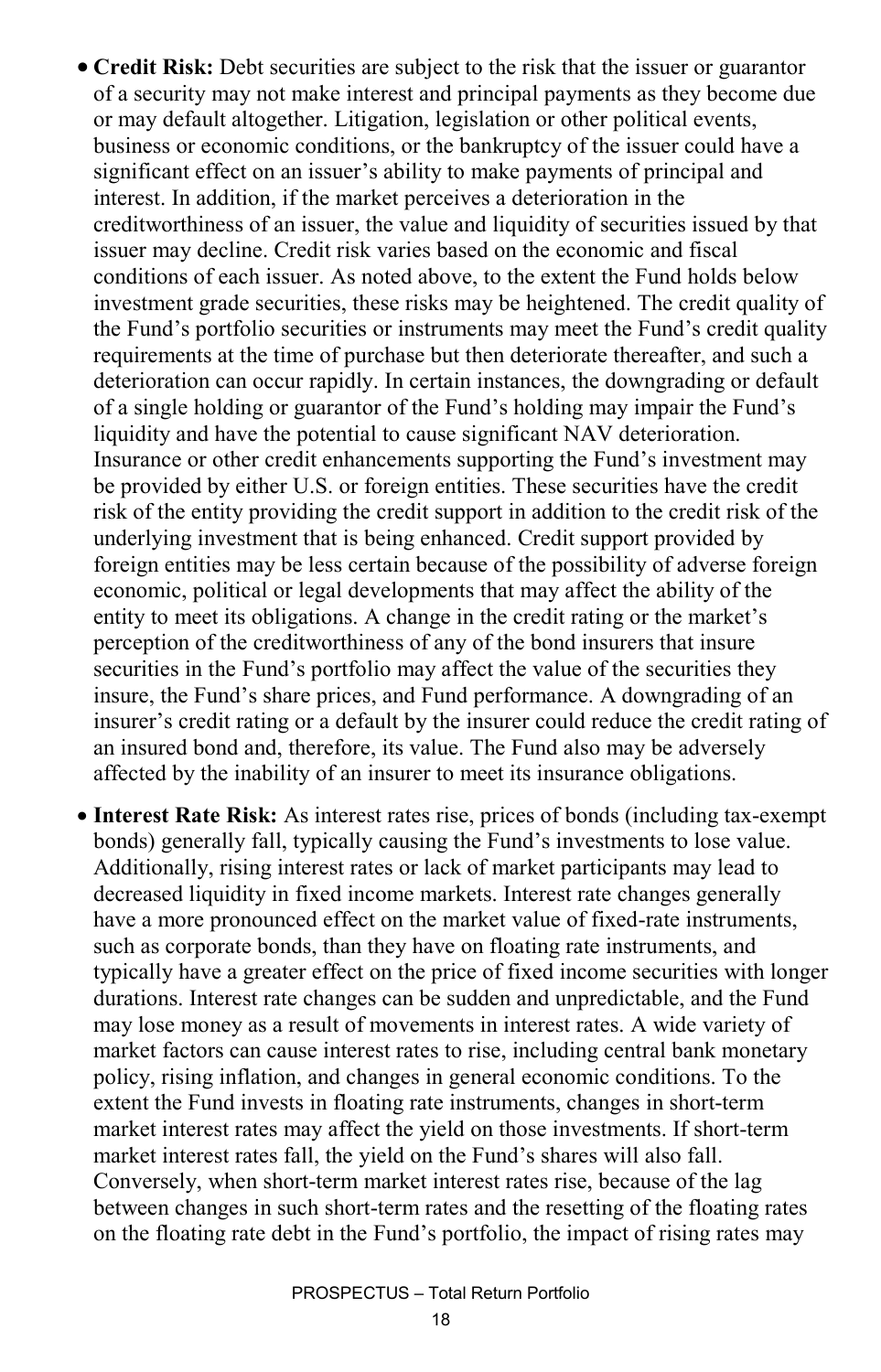- **Credit Risk:** Debt securities are subject to the risk that the issuer or guarantor of a security may not make interest and principal payments as they become due or may default altogether. Litigation, legislation or other political events, business or economic conditions, or the bankruptcy of the issuer could have a significant effect on an issuer's ability to make payments of principal and interest. In addition, if the market perceives a deterioration in the creditworthiness of an issuer, the value and liquidity of securities issued by that issuer may decline. Credit risk varies based on the economic and fiscal conditions of each issuer. As noted above, to the extent the Fund holds below investment grade securities, these risks may be heightened. The credit quality of the Fund's portfolio securities or instruments may meet the Fund's credit quality requirements at the time of purchase but then deteriorate thereafter, and such a deterioration can occur rapidly. In certain instances, the downgrading or default of a single holding or guarantor of the Fund's holding may impair the Fund's liquidity and have the potential to cause significant NAV deterioration. Insurance or other credit enhancements supporting the Fund's investment may be provided by either U.S. or foreign entities. These securities have the credit risk of the entity providing the credit support in addition to the credit risk of the underlying investment that is being enhanced. Credit support provided by foreign entities may be less certain because of the possibility of adverse foreign economic, political or legal developments that may affect the ability of the entity to meet its obligations. A change in the credit rating or the market's perception of the creditworthiness of any of the bond insurers that insure securities in the Fund's portfolio may affect the value of the securities they insure, the Fund's share prices, and Fund performance. A downgrading of an insurer's credit rating or a default by the insurer could reduce the credit rating of an insured bond and, therefore, its value. The Fund also may be adversely affected by the inability of an insurer to meet its insurance obligations.

- **Interest Rate Risk:** As interest rates rise, prices of bonds (including tax-exempt bonds) generally fall, typically causing the Fund's investments to lose value. Additionally, rising interest rates or lack of market participants may lead to decreased liquidity in fixed income markets. Interest rate changes generally have a more pronounced effect on the market value of fixed-rate instruments, such as corporate bonds, than they have on floating rate instruments, and typically have a greater effect on the price of fixed income securities with longer durations. Interest rate changes can be sudden and unpredictable, and the Fund may lose money as a result of movements in interest rates. A wide variety of market factors can cause interest rates to rise, including central bank monetary policy, rising inflation, and changes in general economic conditions. To the extent the Fund invests in floating rate instruments, changes in short-term market interest rates may affect the yield on those investments. If short-term market interest rates fall, the yield on the Fund's shares will also fall. Conversely, when short-term market interest rates rise, because of the lag between changes in such short-term rates and the resetting of the floating rates on the floating rate debt in the Fund's portfolio, the impact of rising rates may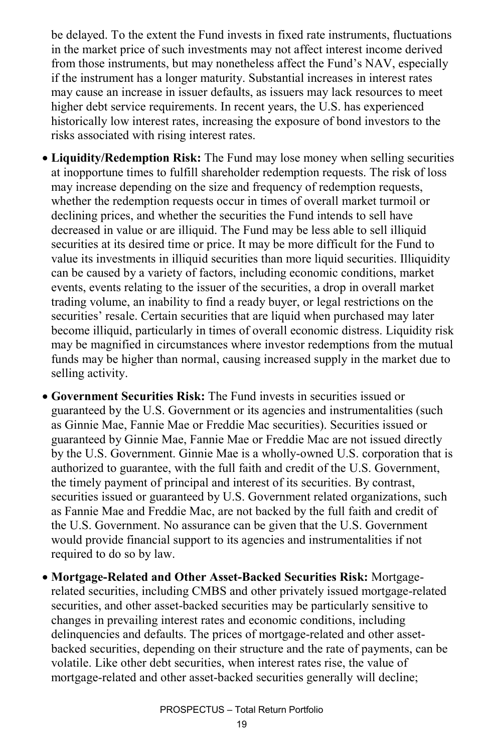be delayed. To the extent the Fund invests in fixed rate instruments, fluctuations in the market price of such investments may not affect interest income derived from those instruments, but may nonetheless affect the Fund's NAV, especially if the instrument has a longer maturity. Substantial increases in interest rates may cause an increase in issuer defaults, as issuers may lack resources to meet higher debt service requirements. In recent years, the U.S. has experienced historically low interest rates, increasing the exposure of bond investors to the risks associated with rising interest rates.

- **Liquidity/Redemption Risk:** The Fund may lose money when selling securities at inopportune times to fulfill shareholder redemption requests. The risk of loss may increase depending on the size and frequency of redemption requests, whether the redemption requests occur in times of overall market turmoil or declining prices, and whether the securities the Fund intends to sell have decreased in value or are illiquid. The Fund may be less able to sell illiquid securities at its desired time or price. It may be more difficult for the Fund to value its investments in illiquid securities than more liquid securities. Illiquidity can be caused by a variety of factors, including economic conditions, market events, events relating to the issuer of the securities, a drop in overall market trading volume, an inability to find a ready buyer, or legal restrictions on the securities' resale. Certain securities that are liquid when purchased may later become illiquid, particularly in times of overall economic distress. Liquidity risk may be magnified in circumstances where investor redemptions from the mutual funds may be higher than normal, causing increased supply in the market due to selling activity.
- **Government Securities Risk:** The Fund invests in securities issued or guaranteed by the U.S. Government or its agencies and instrumentalities (such as Ginnie Mae, Fannie Mae or Freddie Mac securities). Securities issued or guaranteed by Ginnie Mae, Fannie Mae or Freddie Mac are not issued directly by the U.S. Government. Ginnie Mae is a wholly-owned U.S. corporation that is authorized to guarantee, with the full faith and credit of the U.S. Government, the timely payment of principal and interest of its securities. By contrast, securities issued or guaranteed by U.S. Government related organizations, such as Fannie Mae and Freddie Mac, are not backed by the full faith and credit of the U.S. Government. No assurance can be given that the U.S. Government would provide financial support to its agencies and instrumentalities if not required to do so by law.
- **Mortgage-Related and Other Asset-Backed Securities Risk:** Mortgage-related securities, including CMBS and other privately issued mortgage-related securities, and other asset-backed securities may be particularly sensitive to changes in prevailing interest rates and economic conditions, including delinquencies and defaults. The prices of mortgage-related and other asset-backed securities, depending on their structure and the rate of payments, can be volatile. Like other debt securities, when interest rates rise, the value of mortgage-related and other asset-backed securities generally will decline;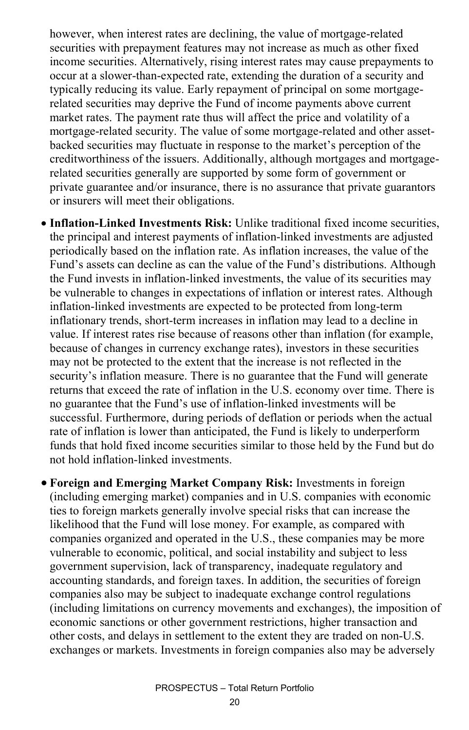however, when interest rates are declining, the value of mortgage-related securities with prepayment features may not increase as much as other fixed income securities. Alternatively, rising interest rates may cause prepayments to occur at a slower-than-expected rate, extending the duration of a security and typically reducing its value. Early repayment of principal on some mortgage-related securities may deprive the Fund of income payments above current market rates. The payment rate thus will affect the price and volatility of a mortgage-related security. The value of some mortgage-related and other asset-backed securities may fluctuate in response to the market's perception of the creditworthiness of the issuers. Additionally, although mortgages and mortgage-related securities generally are supported by some form of government or private guarantee and/or insurance, there is no assurance that private guarantors or insurers will meet their obligations.

- **Inflation-Linked Investments Risk:** Unlike traditional fixed income securities, the principal and interest payments of inflation-linked investments are adjusted periodically based on the inflation rate. As inflation increases, the value of the Fund's assets can decline as can the value of the Fund's distributions. Although the Fund invests in inflation-linked investments, the value of its securities may be vulnerable to changes in expectations of inflation or interest rates. Although inflation-linked investments are expected to be protected from long-term inflationary trends, short-term increases in inflation may lead to a decline in value. If interest rates rise because of reasons other than inflation (for example, because of changes in currency exchange rates), investors in these securities may not be protected to the extent that the increase is not reflected in the security's inflation measure. There is no guarantee that the Fund will generate returns that exceed the rate of inflation in the U.S. economy over time. There is no guarantee that the Fund's use of inflation-linked investments will be successful. Furthermore, during periods of deflation or periods when the actual rate of inflation is lower than anticipated, the Fund is likely to underperform funds that hold fixed income securities similar to those held by the Fund but do not hold inflation-linked investments.

- **Foreign and Emerging Market Company Risk:** Investments in foreign (including emerging market) companies and in U.S. companies with economic ties to foreign markets generally involve special risks that can increase the likelihood that the Fund will lose money. For example, as compared with companies organized and operated in the U.S., these companies may be more vulnerable to economic, political, and social instability and subject to less government supervision, lack of transparency, inadequate regulatory and accounting standards, and foreign taxes. In addition, the securities of foreign companies also may be subject to inadequate exchange control regulations (including limitations on currency movements and exchanges), the imposition of economic sanctions or other government restrictions, higher transaction and other costs, and delays in settlement to the extent they are traded on non-U.S. exchanges or markets. Investments in foreign companies also may be adversely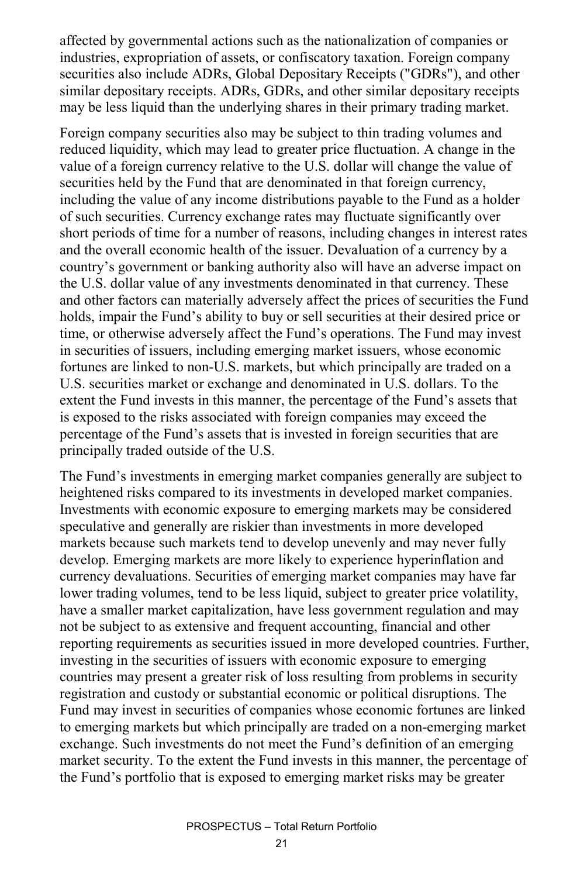affected by governmental actions such as the nationalization of companies or industries, expropriation of assets, or confiscatory taxation. Foreign company securities also include ADRs, Global Depositary Receipts ("GDRs"), and other similar depositary receipts. ADRs, GDRs, and other similar depositary receipts may be less liquid than the underlying shares in their primary trading market.

Foreign company securities also may be subject to thin trading volumes and reduced liquidity, which may lead to greater price fluctuation. A change in the value of a foreign currency relative to the U.S. dollar will change the value of securities held by the Fund that are denominated in that foreign currency, including the value of any income distributions payable to the Fund as a holder of such securities. Currency exchange rates may fluctuate significantly over short periods of time for a number of reasons, including changes in interest rates and the overall economic health of the issuer. Devaluation of a currency by a country's government or banking authority also will have an adverse impact on the U.S. dollar value of any investments denominated in that currency. These and other factors can materially adversely affect the prices of securities the Fund holds, impair the Fund's ability to buy or sell securities at their desired price or time, or otherwise adversely affect the Fund's operations. The Fund may invest in securities of issuers, including emerging market issuers, whose economic fortunes are linked to non-U.S. markets, but which principally are traded on a U.S. securities market or exchange and denominated in U.S. dollars. To the extent the Fund invests in this manner, the percentage of the Fund's assets that is exposed to the risks associated with foreign companies may exceed the percentage of the Fund's assets that is invested in foreign securities that are principally traded outside of the U.S.

The Fund's investments in emerging market companies generally are subject to heightened risks compared to its investments in developed market companies. Investments with economic exposure to emerging markets may be considered speculative and generally are riskier than investments in more developed markets because such markets tend to develop unevenly and may never fully develop. Emerging markets are more likely to experience hyperinflation and currency devaluations. Securities of emerging market companies may have far lower trading volumes, tend to be less liquid, subject to greater price volatility, have a smaller market capitalization, have less government regulation and may not be subject to as extensive and frequent accounting, financial and other reporting requirements as securities issued in more developed countries. Further, investing in the securities of issuers with economic exposure to emerging countries may present a greater risk of loss resulting from problems in security registration and custody or substantial economic or political disruptions. The Fund may invest in securities of companies whose economic fortunes are linked to emerging markets but which principally are traded on a non-emerging market exchange. Such investments do not meet the Fund's definition of an emerging market security. To the extent the Fund invests in this manner, the percentage of the Fund's portfolio that is exposed to emerging market risks may be greater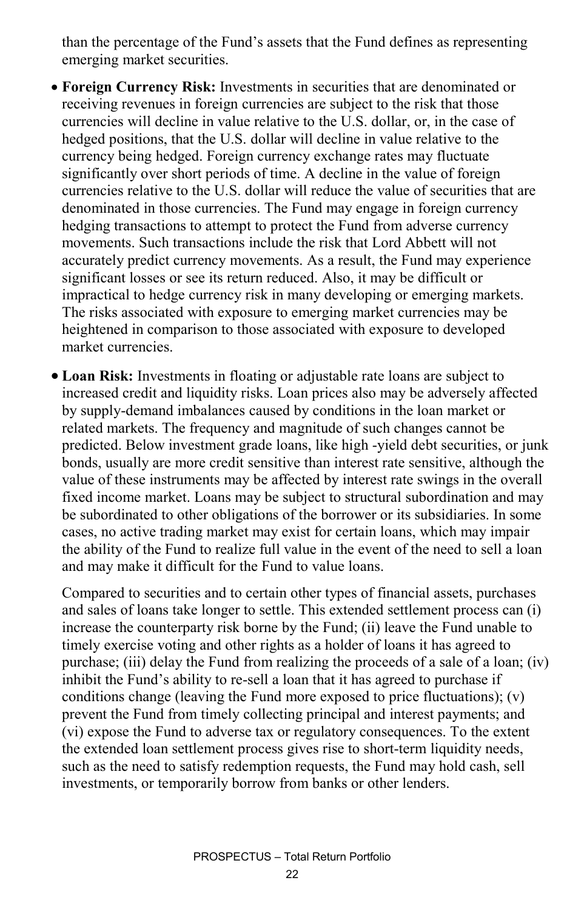than the percentage of the Fund's assets that the Fund defines as representing emerging market securities.

- **Foreign Currency Risk:** Investments in securities that are denominated or receiving revenues in foreign currencies are subject to the risk that those currencies will decline in value relative to the U.S. dollar, or, in the case of hedged positions, that the U.S. dollar will decline in value relative to the currency being hedged. Foreign currency exchange rates may fluctuate significantly over short periods of time. A decline in the value of foreign currencies relative to the U.S. dollar will reduce the value of securities that are denominated in those currencies. The Fund may engage in foreign currency hedging transactions to attempt to protect the Fund from adverse currency movements. Such transactions include the risk that Lord Abbett will not accurately predict currency movements. As a result, the Fund may experience significant losses or see its return reduced. Also, it may be difficult or impractical to hedge currency risk in many developing or emerging markets. The risks associated with exposure to emerging market currencies may be heightened in comparison to those associated with exposure to developed market currencies.

- **Loan Risk:** Investments in floating or adjustable rate loans are subject to increased credit and liquidity risks. Loan prices also may be adversely affected by supply-demand imbalances caused by conditions in the loan market or related markets. The frequency and magnitude of such changes cannot be predicted. Below investment grade loans, like high -yield debt securities, or junk bonds, usually are more credit sensitive than interest rate sensitive, although the value of these instruments may be affected by interest rate swings in the overall fixed income market. Loans may be subject to structural subordination and may be subordinated to other obligations of the borrower or its subsidiaries. In some cases, no active trading market may exist for certain loans, which may impair the ability of the Fund to realize full value in the event of the need to sell a loan and may make it difficult for the Fund to value loans.

  Compared to securities and to certain other types of financial assets, purchases and sales of loans take longer to settle. This extended settlement process can (i) increase the counterparty risk borne by the Fund; (ii) leave the Fund unable to timely exercise voting and other rights as a holder of loans it has agreed to purchase; (iii) delay the Fund from realizing the proceeds of a sale of a loan; (iv) inhibit the Fund's ability to re-sell a loan that it has agreed to purchase if conditions change (leaving the Fund more exposed to price fluctuations); (v) prevent the Fund from timely collecting principal and interest payments; and (vi) expose the Fund to adverse tax or regulatory consequences. To the extent the extended loan settlement process gives rise to short-term liquidity needs, such as the need to satisfy redemption requests, the Fund may hold cash, sell investments, or temporarily borrow from banks or other lenders.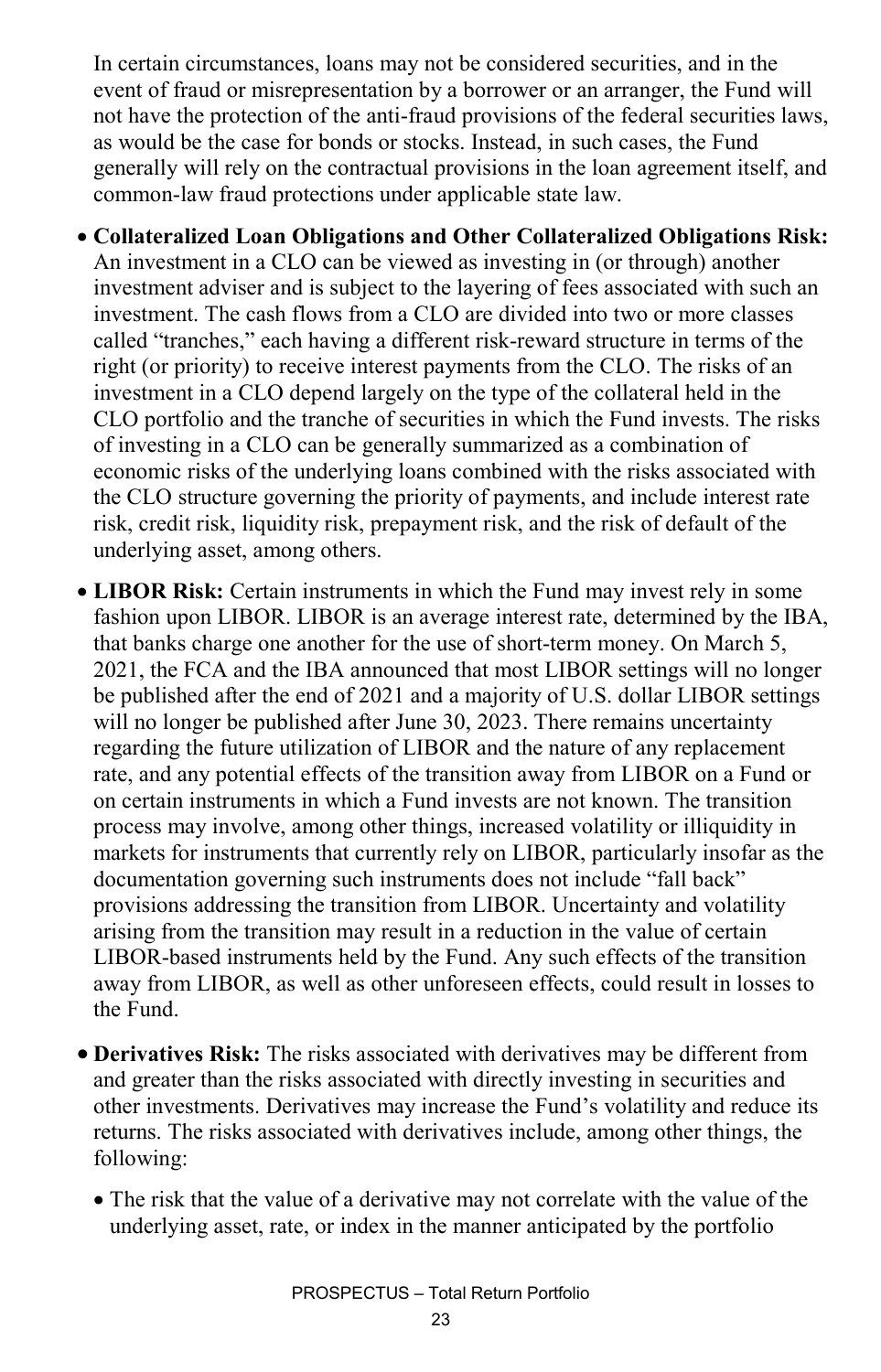In certain circumstances, loans may not be considered securities, and in the event of fraud or misrepresentation by a borrower or an arranger, the Fund will not have the protection of the anti-fraud provisions of the federal securities laws, as would be the case for bonds or stocks. Instead, in such cases, the Fund generally will rely on the contractual provisions in the loan agreement itself, and common-law fraud protections under applicable state law.

- **Collateralized Loan Obligations and Other Collateralized Obligations Risk:** An investment in a CLO can be viewed as investing in (or through) another investment adviser and is subject to the layering of fees associated with such an investment. The cash flows from a CLO are divided into two or more classes called "tranches," each having a different risk-reward structure in terms of the right (or priority) to receive interest payments from the CLO. The risks of an investment in a CLO depend largely on the type of the collateral held in the CLO portfolio and the tranche of securities in which the Fund invests. The risks of investing in a CLO can be generally summarized as a combination of economic risks of the underlying loans combined with the risks associated with the CLO structure governing the priority of payments, and include interest rate risk, credit risk, liquidity risk, prepayment risk, and the risk of default of the underlying asset, among others.
- **LIBOR Risk:** Certain instruments in which the Fund may invest rely in some fashion upon LIBOR. LIBOR is an average interest rate, determined by the IBA, that banks charge one another for the use of short-term money. On March 5, 2021, the FCA and the IBA announced that most LIBOR settings will no longer be published after the end of 2021 and a majority of U.S. dollar LIBOR settings will no longer be published after June 30, 2023. There remains uncertainty regarding the future utilization of LIBOR and the nature of any replacement rate, and any potential effects of the transition away from LIBOR on a Fund or on certain instruments in which a Fund invests are not known. The transition process may involve, among other things, increased volatility or illiquidity in markets for instruments that currently rely on LIBOR, particularly insofar as the documentation governing such instruments does not include "fall back" provisions addressing the transition from LIBOR. Uncertainty and volatility arising from the transition may result in a reduction in the value of certain LIBOR-based instruments held by the Fund. Any such effects of the transition away from LIBOR, as well as other unforeseen effects, could result in losses to the Fund.
- **Derivatives Risk:** The risks associated with derivatives may be different from and greater than the risks associated with directly investing in securities and other investments. Derivatives may increase the Fund's volatility and reduce its returns. The risks associated with derivatives include, among other things, the following:
  - The risk that the value of a derivative may not correlate with the value of the underlying asset, rate, or index in the manner anticipated by the portfolio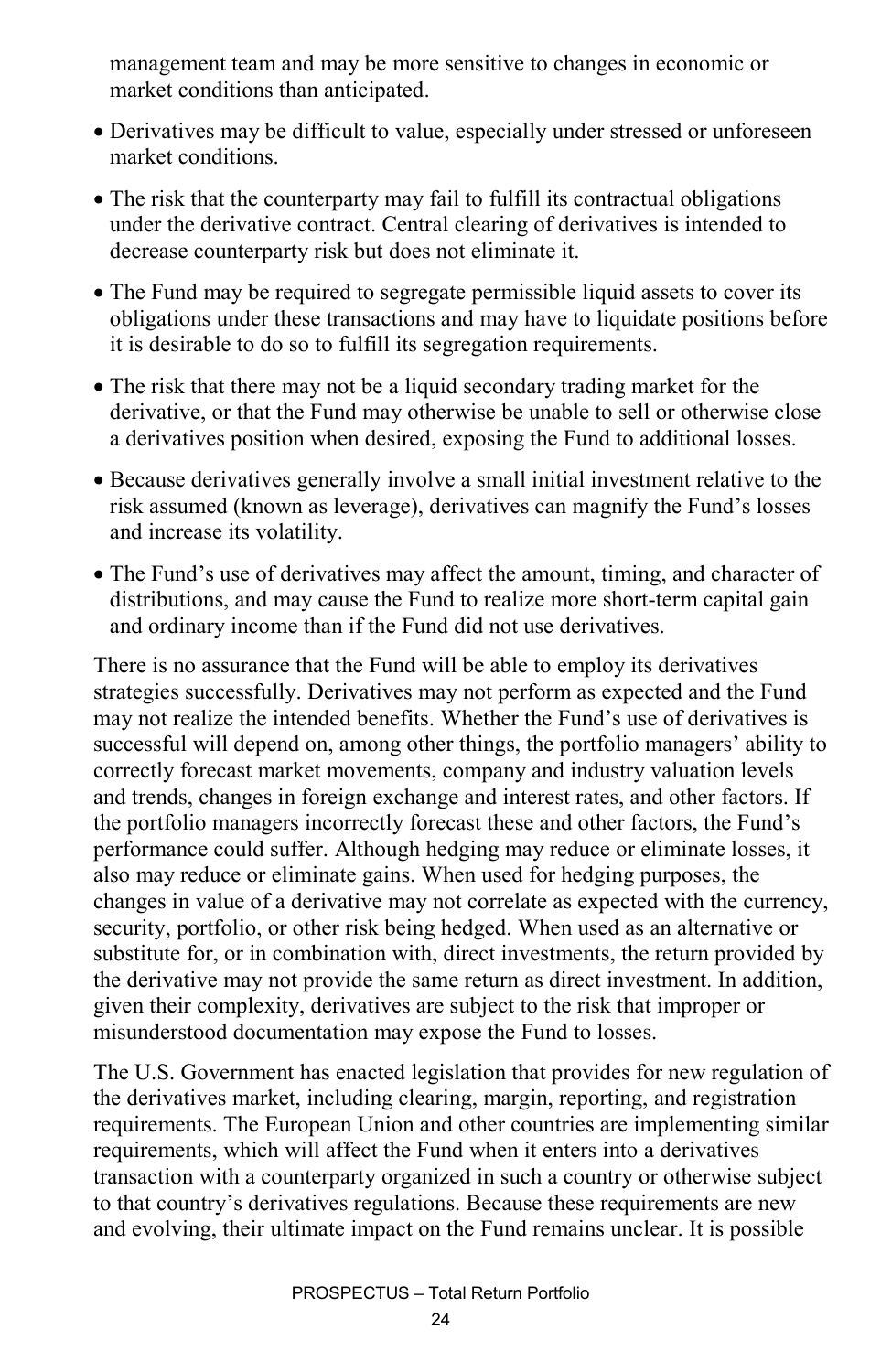management team and may be more sensitive to changes in economic or market conditions than anticipated.

- Derivatives may be difficult to value, especially under stressed or unforeseen market conditions.
- The risk that the counterparty may fail to fulfill its contractual obligations under the derivative contract. Central clearing of derivatives is intended to decrease counterparty risk but does not eliminate it.
- The Fund may be required to segregate permissible liquid assets to cover its obligations under these transactions and may have to liquidate positions before it is desirable to do so to fulfill its segregation requirements.
- The risk that there may not be a liquid secondary trading market for the derivative, or that the Fund may otherwise be unable to sell or otherwise close a derivatives position when desired, exposing the Fund to additional losses.
- Because derivatives generally involve a small initial investment relative to the risk assumed (known as leverage), derivatives can magnify the Fund's losses and increase its volatility.
- The Fund's use of derivatives may affect the amount, timing, and character of distributions, and may cause the Fund to realize more short-term capital gain and ordinary income than if the Fund did not use derivatives.

There is no assurance that the Fund will be able to employ its derivatives strategies successfully. Derivatives may not perform as expected and the Fund may not realize the intended benefits. Whether the Fund's use of derivatives is successful will depend on, among other things, the portfolio managers' ability to correctly forecast market movements, company and industry valuation levels and trends, changes in foreign exchange and interest rates, and other factors. If the portfolio managers incorrectly forecast these and other factors, the Fund's performance could suffer. Although hedging may reduce or eliminate losses, it also may reduce or eliminate gains. When used for hedging purposes, the changes in value of a derivative may not correlate as expected with the currency, security, portfolio, or other risk being hedged. When used as an alternative or substitute for, or in combination with, direct investments, the return provided by the derivative may not provide the same return as direct investment. In addition, given their complexity, derivatives are subject to the risk that improper or misunderstood documentation may expose the Fund to losses.

The U.S. Government has enacted legislation that provides for new regulation of the derivatives market, including clearing, margin, reporting, and registration requirements. The European Union and other countries are implementing similar requirements, which will affect the Fund when it enters into a derivatives transaction with a counterparty organized in such a country or otherwise subject to that country's derivatives regulations. Because these requirements are new and evolving, their ultimate impact on the Fund remains unclear. It is possible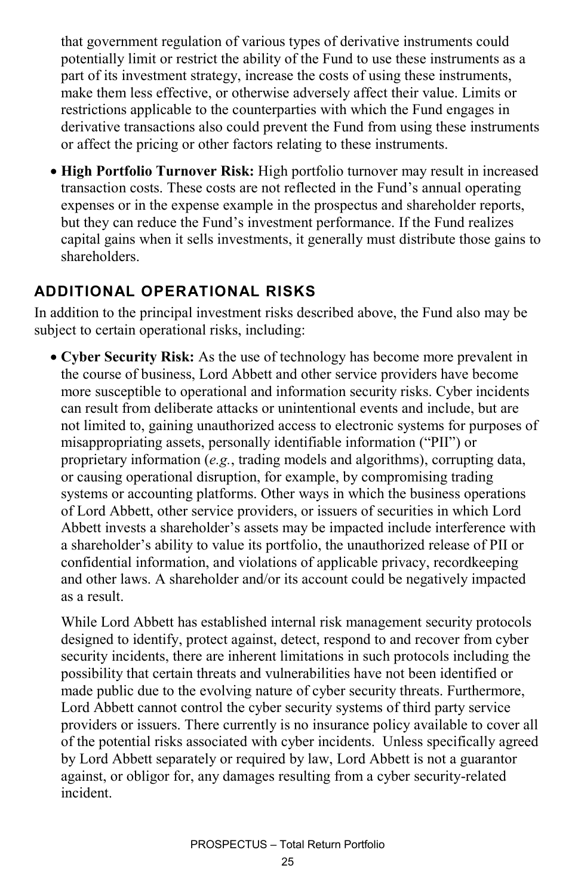that government regulation of various types of derivative instruments could potentially limit or restrict the ability of the Fund to use these instruments as a part of its investment strategy, increase the costs of using these instruments, make them less effective, or otherwise adversely affect their value. Limits or restrictions applicable to the counterparties with which the Fund engages in derivative transactions also could prevent the Fund from using these instruments or affect the pricing or other factors relating to these instruments.

- **High Portfolio Turnover Risk:** High portfolio turnover may result in increased transaction costs. These costs are not reflected in the Fund's annual operating expenses or in the expense example in the prospectus and shareholder reports, but they can reduce the Fund's investment performance. If the Fund realizes capital gains when it sells investments, it generally must distribute those gains to shareholders.

## ADDITIONAL OPERATIONAL RISKS

In addition to the principal investment risks described above, the Fund also may be subject to certain operational risks, including:

- **Cyber Security Risk:** As the use of technology has become more prevalent in the course of business, Lord Abbett and other service providers have become more susceptible to operational and information security risks. Cyber incidents can result from deliberate attacks or unintentional events and include, but are not limited to, gaining unauthorized access to electronic systems for purposes of misappropriating assets, personally identifiable information ("PII") or proprietary information (*e.g.*, trading models and algorithms), corrupting data, or causing operational disruption, for example, by compromising trading systems or accounting platforms. Other ways in which the business operations of Lord Abbett, other service providers, or issuers of securities in which Lord Abbett invests a shareholder's assets may be impacted include interference with a shareholder's ability to value its portfolio, the unauthorized release of PII or confidential information, and violations of applicable privacy, recordkeeping and other laws. A shareholder and/or its account could be negatively impacted as a result.

  While Lord Abbett has established internal risk management security protocols designed to identify, protect against, detect, respond to and recover from cyber security incidents, there are inherent limitations in such protocols including the possibility that certain threats and vulnerabilities have not been identified or made public due to the evolving nature of cyber security threats. Furthermore, Lord Abbett cannot control the cyber security systems of third party service providers or issuers. There currently is no insurance policy available to cover all of the potential risks associated with cyber incidents. Unless specifically agreed by Lord Abbett separately or required by law, Lord Abbett is not a guarantor against, or obligor for, any damages resulting from a cyber security-related incident.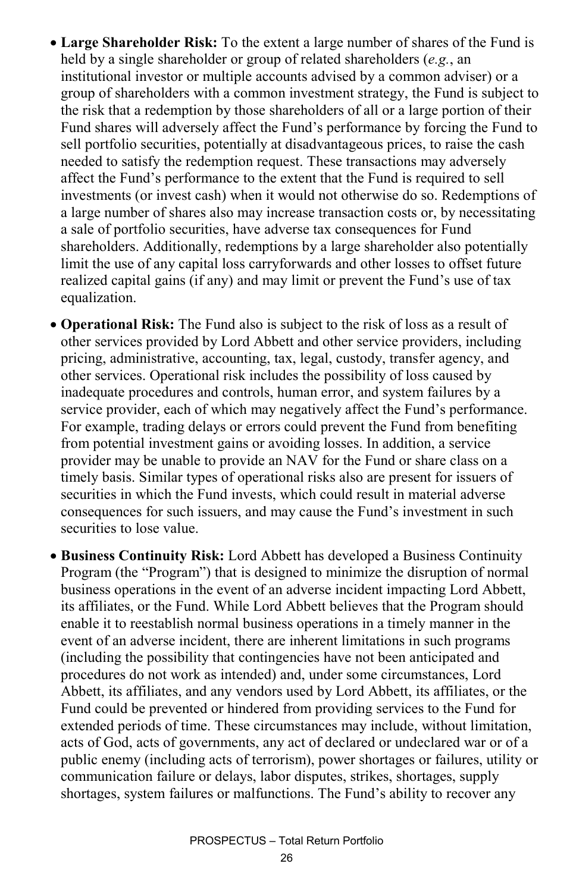- **Large Shareholder Risk:** To the extent a large number of shares of the Fund is held by a single shareholder or group of related shareholders (*e.g.*, an institutional investor or multiple accounts advised by a common adviser) or a group of shareholders with a common investment strategy, the Fund is subject to the risk that a redemption by those shareholders of all or a large portion of their Fund shares will adversely affect the Fund's performance by forcing the Fund to sell portfolio securities, potentially at disadvantageous prices, to raise the cash needed to satisfy the redemption request. These transactions may adversely affect the Fund's performance to the extent that the Fund is required to sell investments (or invest cash) when it would not otherwise do so. Redemptions of a large number of shares also may increase transaction costs or, by necessitating a sale of portfolio securities, have adverse tax consequences for Fund shareholders. Additionally, redemptions by a large shareholder also potentially limit the use of any capital loss carryforwards and other losses to offset future realized capital gains (if any) and may limit or prevent the Fund's use of tax equalization.
- **Operational Risk:** The Fund also is subject to the risk of loss as a result of other services provided by Lord Abbett and other service providers, including pricing, administrative, accounting, tax, legal, custody, transfer agency, and other services. Operational risk includes the possibility of loss caused by inadequate procedures and controls, human error, and system failures by a service provider, each of which may negatively affect the Fund's performance. For example, trading delays or errors could prevent the Fund from benefiting from potential investment gains or avoiding losses. In addition, a service provider may be unable to provide an NAV for the Fund or share class on a timely basis. Similar types of operational risks also are present for issuers of securities in which the Fund invests, which could result in material adverse consequences for such issuers, and may cause the Fund's investment in such securities to lose value.
- **Business Continuity Risk:** Lord Abbett has developed a Business Continuity Program (the "Program") that is designed to minimize the disruption of normal business operations in the event of an adverse incident impacting Lord Abbett, its affiliates, or the Fund. While Lord Abbett believes that the Program should enable it to reestablish normal business operations in a timely manner in the event of an adverse incident, there are inherent limitations in such programs (including the possibility that contingencies have not been anticipated and procedures do not work as intended) and, under some circumstances, Lord Abbett, its affiliates, and any vendors used by Lord Abbett, its affiliates, or the Fund could be prevented or hindered from providing services to the Fund for extended periods of time. These circumstances may include, without limitation, acts of God, acts of governments, any act of declared or undeclared war or of a public enemy (including acts of terrorism), power shortages or failures, utility or communication failure or delays, labor disputes, strikes, shortages, supply shortages, system failures or malfunctions. The Fund's ability to recover any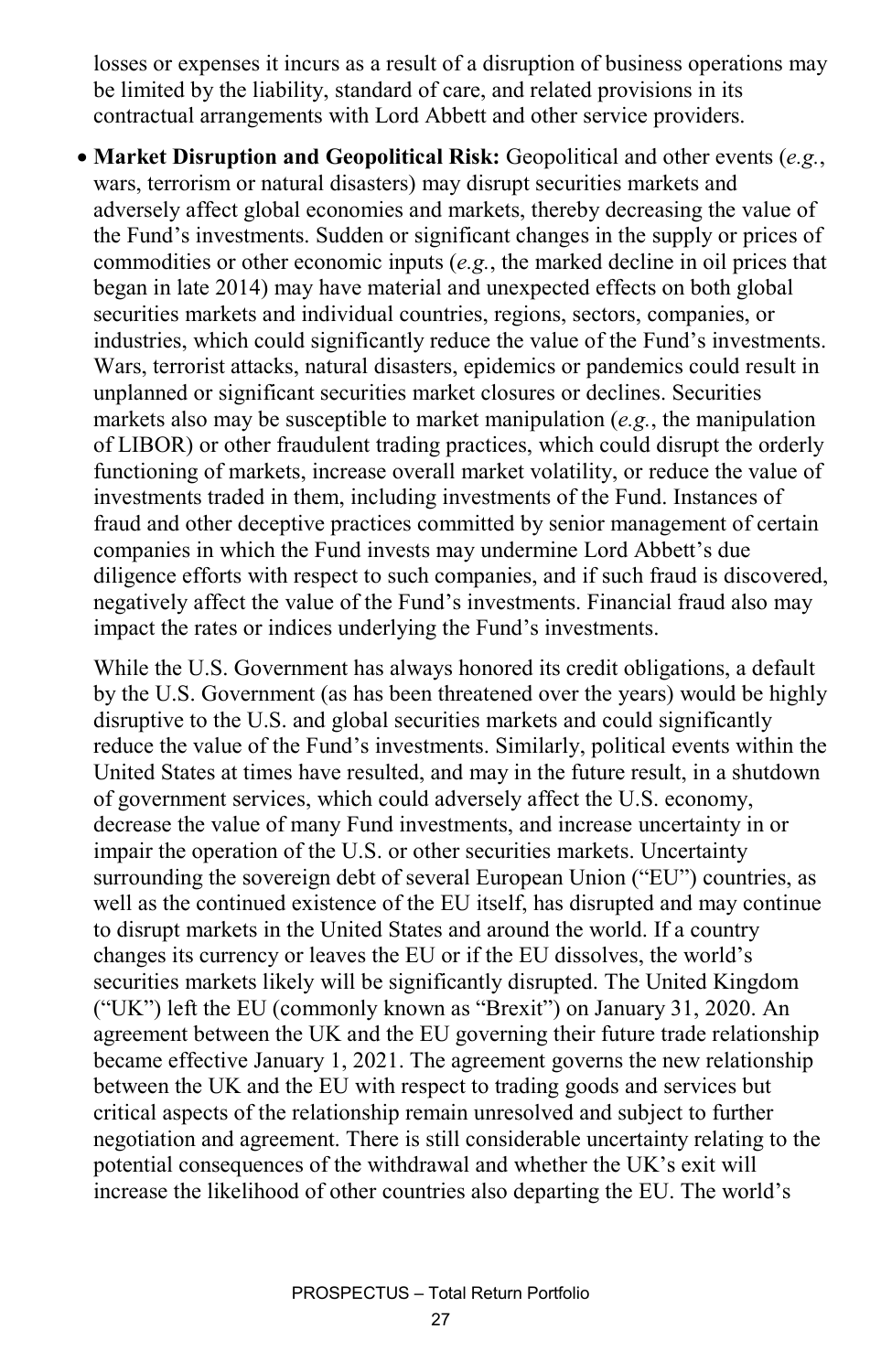losses or expenses it incurs as a result of a disruption of business operations may be limited by the liability, standard of care, and related provisions in its contractual arrangements with Lord Abbett and other service providers.

- **Market Disruption and Geopolitical Risk:** Geopolitical and other events (*e.g.*, wars, terrorism or natural disasters) may disrupt securities markets and adversely affect global economies and markets, thereby decreasing the value of the Fund's investments. Sudden or significant changes in the supply or prices of commodities or other economic inputs (*e.g.*, the marked decline in oil prices that began in late 2014) may have material and unexpected effects on both global securities markets and individual countries, regions, sectors, companies, or industries, which could significantly reduce the value of the Fund's investments. Wars, terrorist attacks, natural disasters, epidemics or pandemics could result in unplanned or significant securities market closures or declines. Securities markets also may be susceptible to market manipulation (*e.g.*, the manipulation of LIBOR) or other fraudulent trading practices, which could disrupt the orderly functioning of markets, increase overall market volatility, or reduce the value of investments traded in them, including investments of the Fund. Instances of fraud and other deceptive practices committed by senior management of certain companies in which the Fund invests may undermine Lord Abbett's due diligence efforts with respect to such companies, and if such fraud is discovered, negatively affect the value of the Fund's investments. Financial fraud also may impact the rates or indices underlying the Fund's investments.

  While the U.S. Government has always honored its credit obligations, a default by the U.S. Government (as has been threatened over the years) would be highly disruptive to the U.S. and global securities markets and could significantly reduce the value of the Fund's investments. Similarly, political events within the United States at times have resulted, and may in the future result, in a shutdown of government services, which could adversely affect the U.S. economy, decrease the value of many Fund investments, and increase uncertainty in or impair the operation of the U.S. or other securities markets. Uncertainty surrounding the sovereign debt of several European Union ("EU") countries, as well as the continued existence of the EU itself, has disrupted and may continue to disrupt markets in the United States and around the world. If a country changes its currency or leaves the EU or if the EU dissolves, the world's securities markets likely will be significantly disrupted. The United Kingdom ("UK") left the EU (commonly known as "Brexit") on January 31, 2020. An agreement between the UK and the EU governing their future trade relationship became effective January 1, 2021. The agreement governs the new relationship between the UK and the EU with respect to trading goods and services but critical aspects of the relationship remain unresolved and subject to further negotiation and agreement. There is still considerable uncertainty relating to the potential consequences of the withdrawal and whether the UK's exit will increase the likelihood of other countries also departing the EU. The world's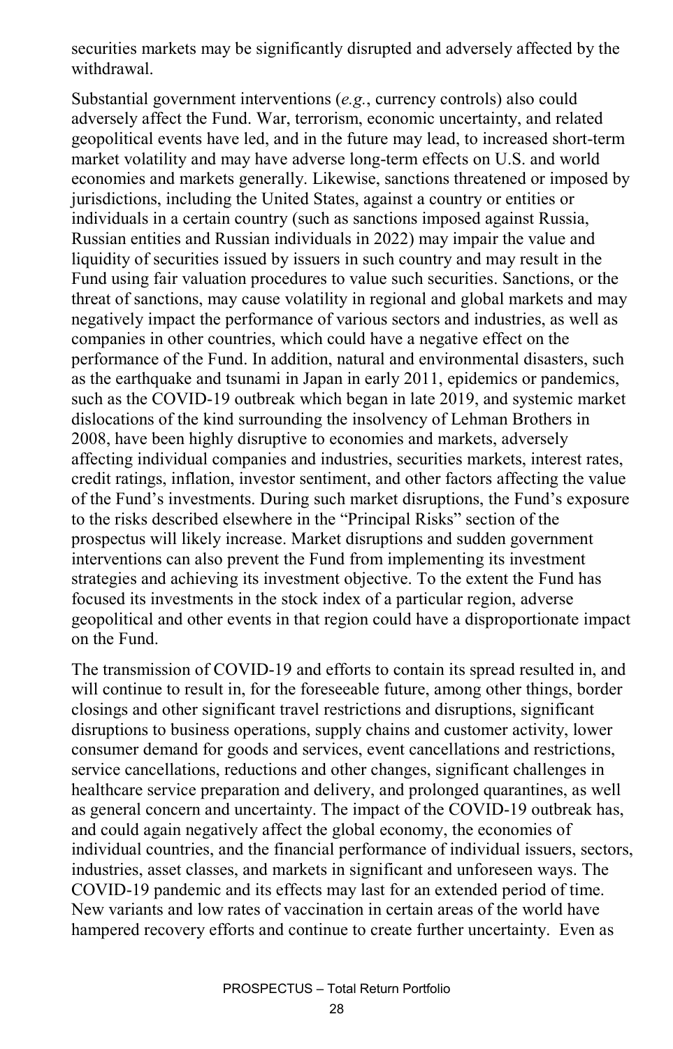securities markets may be significantly disrupted and adversely affected by the withdrawal.

Substantial government interventions (*e.g.*, currency controls) also could adversely affect the Fund. War, terrorism, economic uncertainty, and related geopolitical events have led, and in the future may lead, to increased short-term market volatility and may have adverse long-term effects on U.S. and world economies and markets generally. Likewise, sanctions threatened or imposed by jurisdictions, including the United States, against a country or entities or individuals in a certain country (such as sanctions imposed against Russia, Russian entities and Russian individuals in 2022) may impair the value and liquidity of securities issued by issuers in such country and may result in the Fund using fair valuation procedures to value such securities. Sanctions, or the threat of sanctions, may cause volatility in regional and global markets and may negatively impact the performance of various sectors and industries, as well as companies in other countries, which could have a negative effect on the performance of the Fund. In addition, natural and environmental disasters, such as the earthquake and tsunami in Japan in early 2011, epidemics or pandemics, such as the COVID-19 outbreak which began in late 2019, and systemic market dislocations of the kind surrounding the insolvency of Lehman Brothers in 2008, have been highly disruptive to economies and markets, adversely affecting individual companies and industries, securities markets, interest rates, credit ratings, inflation, investor sentiment, and other factors affecting the value of the Fund's investments. During such market disruptions, the Fund's exposure to the risks described elsewhere in the "Principal Risks" section of the prospectus will likely increase. Market disruptions and sudden government interventions can also prevent the Fund from implementing its investment strategies and achieving its investment objective. To the extent the Fund has focused its investments in the stock index of a particular region, adverse geopolitical and other events in that region could have a disproportionate impact on the Fund.

The transmission of COVID-19 and efforts to contain its spread resulted in, and will continue to result in, for the foreseeable future, among other things, border closings and other significant travel restrictions and disruptions, significant disruptions to business operations, supply chains and customer activity, lower consumer demand for goods and services, event cancellations and restrictions, service cancellations, reductions and other changes, significant challenges in healthcare service preparation and delivery, and prolonged quarantines, as well as general concern and uncertainty. The impact of the COVID-19 outbreak has, and could again negatively affect the global economy, the economies of individual countries, and the financial performance of individual issuers, sectors, industries, asset classes, and markets in significant and unforeseen ways. The COVID-19 pandemic and its effects may last for an extended period of time. New variants and low rates of vaccination in certain areas of the world have hampered recovery efforts and continue to create further uncertainty. Even as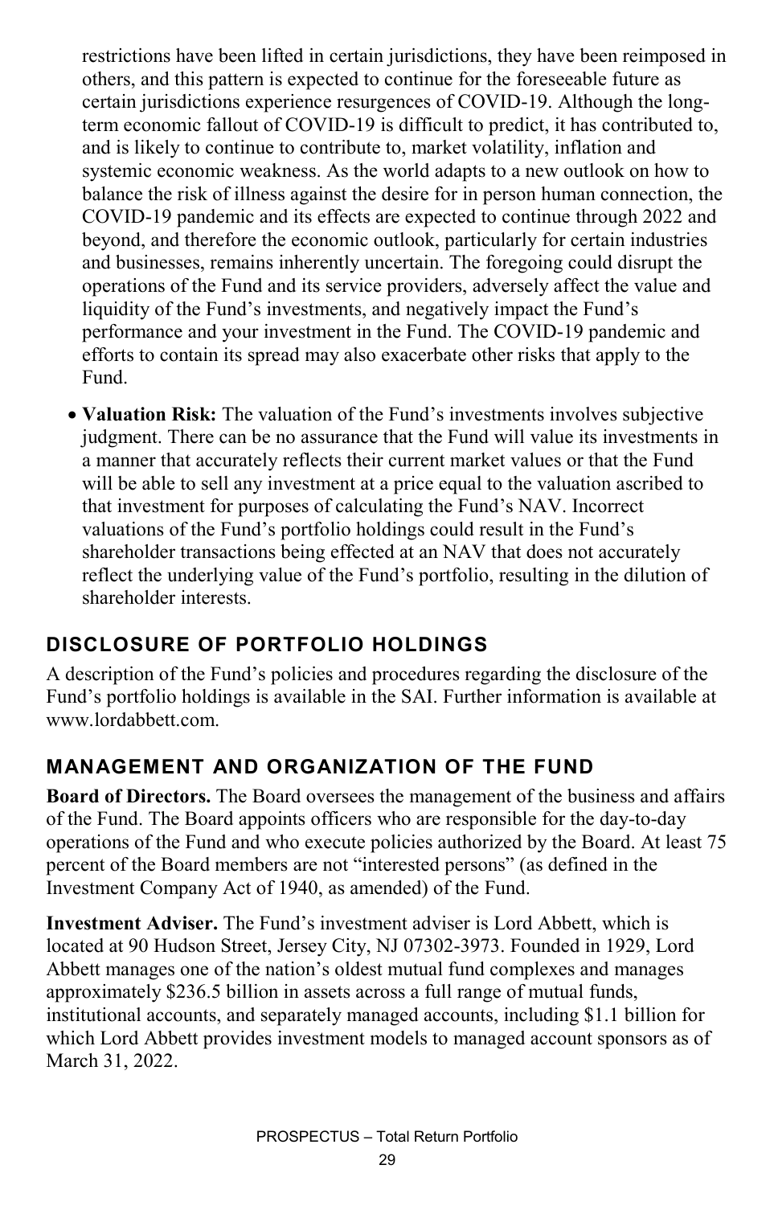restrictions have been lifted in certain jurisdictions, they have been reimposed in others, and this pattern is expected to continue for the foreseeable future as certain jurisdictions experience resurgences of COVID-19. Although the long-term economic fallout of COVID-19 is difficult to predict, it has contributed to, and is likely to continue to contribute to, market volatility, inflation and systemic economic weakness. As the world adapts to a new outlook on how to balance the risk of illness against the desire for in person human connection, the COVID-19 pandemic and its effects are expected to continue through 2022 and beyond, and therefore the economic outlook, particularly for certain industries and businesses, remains inherently uncertain. The foregoing could disrupt the operations of the Fund and its service providers, adversely affect the value and liquidity of the Fund's investments, and negatively impact the Fund's performance and your investment in the Fund. The COVID-19 pandemic and efforts to contain its spread may also exacerbate other risks that apply to the Fund.

- **Valuation Risk:** The valuation of the Fund's investments involves subjective judgment. There can be no assurance that the Fund will value its investments in a manner that accurately reflects their current market values or that the Fund will be able to sell any investment at a price equal to the valuation ascribed to that investment for purposes of calculating the Fund's NAV. Incorrect valuations of the Fund's portfolio holdings could result in the Fund's shareholder transactions being effected at an NAV that does not accurately reflect the underlying value of the Fund's portfolio, resulting in the dilution of shareholder interests.

## DISCLOSURE OF PORTFOLIO HOLDINGS

A description of the Fund's policies and procedures regarding the disclosure of the Fund's portfolio holdings is available in the SAI. Further information is available at www.lordabbett.com.

## MANAGEMENT AND ORGANIZATION OF THE FUND

**Board of Directors.** The Board oversees the management of the business and affairs of the Fund. The Board appoints officers who are responsible for the day-to-day operations of the Fund and who execute policies authorized by the Board. At least 75 percent of the Board members are not "interested persons" (as defined in the Investment Company Act of 1940, as amended) of the Fund.

**Investment Adviser.** The Fund's investment adviser is Lord Abbett, which is located at 90 Hudson Street, Jersey City, NJ 07302-3973. Founded in 1929, Lord Abbett manages one of the nation's oldest mutual fund complexes and manages approximately \$236.5 billion in assets across a full range of mutual funds, institutional accounts, and separately managed accounts, including \$1.1 billion for which Lord Abbett provides investment models to managed account sponsors as of March 31, 2022.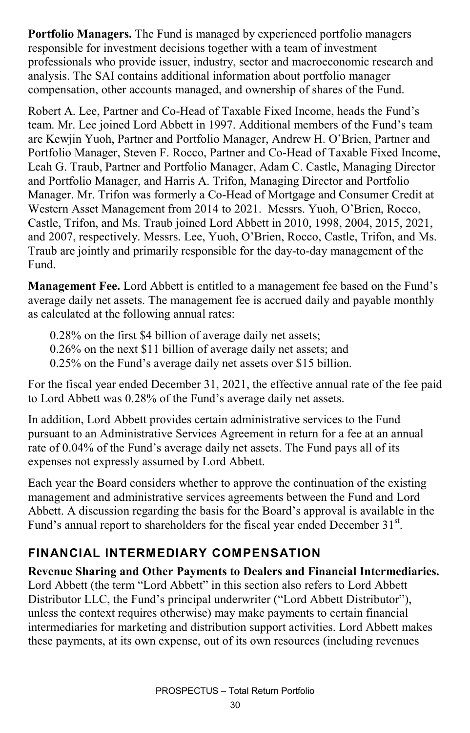**Portfolio Managers.** The Fund is managed by experienced portfolio managers responsible for investment decisions together with a team of investment professionals who provide issuer, industry, sector and macroeconomic research and analysis. The SAI contains additional information about portfolio manager compensation, other accounts managed, and ownership of shares of the Fund.

Robert A. Lee, Partner and Co-Head of Taxable Fixed Income, heads the Fund's team. Mr. Lee joined Lord Abbett in 1997. Additional members of the Fund's team are Kewjin Yuoh, Partner and Portfolio Manager, Andrew H. O'Brien, Partner and Portfolio Manager, Steven F. Rocco, Partner and Co-Head of Taxable Fixed Income, Leah G. Traub, Partner and Portfolio Manager, Adam C. Castle, Managing Director and Portfolio Manager, and Harris A. Trifon, Managing Director and Portfolio Manager. Mr. Trifon was formerly a Co-Head of Mortgage and Consumer Credit at Western Asset Management from 2014 to 2021. Messrs. Yuoh, O'Brien, Rocco, Castle, Trifon, and Ms. Traub joined Lord Abbett in 2010, 1998, 2004, 2015, 2021, and 2007, respectively. Messrs. Lee, Yuoh, O'Brien, Rocco, Castle, Trifon, and Ms. Traub are jointly and primarily responsible for the day-to-day management of the Fund.

**Management Fee.** Lord Abbett is entitled to a management fee based on the Fund's average daily net assets. The management fee is accrued daily and payable monthly as calculated at the following annual rates:

0.28% on the first $4 billion of average daily net assets;
0.26% on the next $11 billion of average daily net assets; and
0.25% on the Fund's average daily net assets over $15 billion.

For the fiscal year ended December 31, 2021, the effective annual rate of the fee paid to Lord Abbett was 0.28% of the Fund's average daily net assets.

In addition, Lord Abbett provides certain administrative services to the Fund pursuant to an Administrative Services Agreement in return for a fee at an annual rate of 0.04% of the Fund's average daily net assets. The Fund pays all of its expenses not expressly assumed by Lord Abbett.

Each year the Board considers whether to approve the continuation of the existing management and administrative services agreements between the Fund and Lord Abbett. A discussion regarding the basis for the Board's approval is available in the Fund's annual report to shareholders for the fiscal year ended December 31st.

## FINANCIAL INTERMEDIARY COMPENSATION

**Revenue Sharing and Other Payments to Dealers and Financial Intermediaries.** Lord Abbett (the term "Lord Abbett" in this section also refers to Lord Abbett Distributor LLC, the Fund's principal underwriter ("Lord Abbett Distributor"), unless the context requires otherwise) may make payments to certain financial intermediaries for marketing and distribution support activities. Lord Abbett makes these payments, at its own expense, out of its own resources (including revenues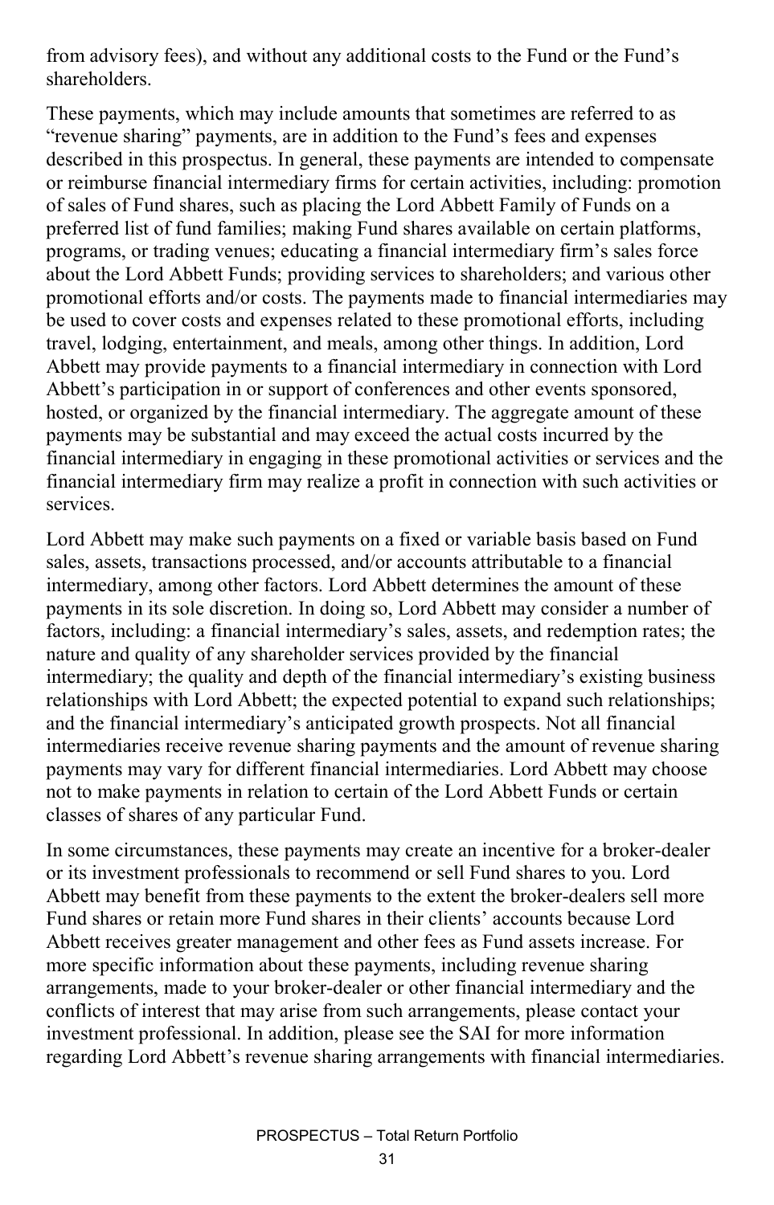from advisory fees), and without any additional costs to the Fund or the Fund's shareholders.

These payments, which may include amounts that sometimes are referred to as "revenue sharing" payments, are in addition to the Fund's fees and expenses described in this prospectus. In general, these payments are intended to compensate or reimburse financial intermediary firms for certain activities, including: promotion of sales of Fund shares, such as placing the Lord Abbett Family of Funds on a preferred list of fund families; making Fund shares available on certain platforms, programs, or trading venues; educating a financial intermediary firm's sales force about the Lord Abbett Funds; providing services to shareholders; and various other promotional efforts and/or costs. The payments made to financial intermediaries may be used to cover costs and expenses related to these promotional efforts, including travel, lodging, entertainment, and meals, among other things. In addition, Lord Abbett may provide payments to a financial intermediary in connection with Lord Abbett's participation in or support of conferences and other events sponsored, hosted, or organized by the financial intermediary. The aggregate amount of these payments may be substantial and may exceed the actual costs incurred by the financial intermediary in engaging in these promotional activities or services and the financial intermediary firm may realize a profit in connection with such activities or services.

Lord Abbett may make such payments on a fixed or variable basis based on Fund sales, assets, transactions processed, and/or accounts attributable to a financial intermediary, among other factors. Lord Abbett determines the amount of these payments in its sole discretion. In doing so, Lord Abbett may consider a number of factors, including: a financial intermediary's sales, assets, and redemption rates; the nature and quality of any shareholder services provided by the financial intermediary; the quality and depth of the financial intermediary's existing business relationships with Lord Abbett; the expected potential to expand such relationships; and the financial intermediary's anticipated growth prospects. Not all financial intermediaries receive revenue sharing payments and the amount of revenue sharing payments may vary for different financial intermediaries. Lord Abbett may choose not to make payments in relation to certain of the Lord Abbett Funds or certain classes of shares of any particular Fund.

In some circumstances, these payments may create an incentive for a broker-dealer or its investment professionals to recommend or sell Fund shares to you. Lord Abbett may benefit from these payments to the extent the broker-dealers sell more Fund shares or retain more Fund shares in their clients' accounts because Lord Abbett receives greater management and other fees as Fund assets increase. For more specific information about these payments, including revenue sharing arrangements, made to your broker-dealer or other financial intermediary and the conflicts of interest that may arise from such arrangements, please contact your investment professional. In addition, please see the SAI for more information regarding Lord Abbett's revenue sharing arrangements with financial intermediaries.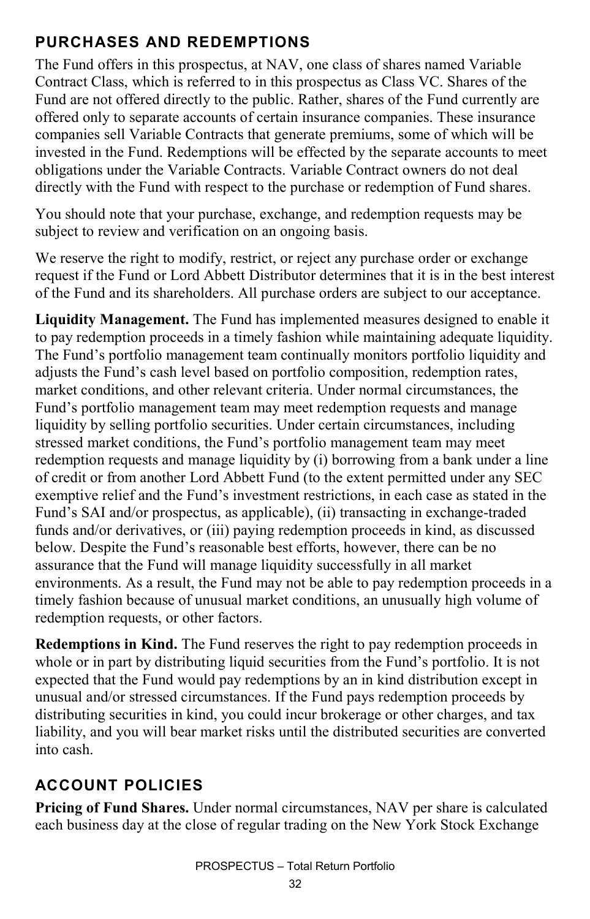## PURCHASES AND REDEMPTIONS

The Fund offers in this prospectus, at NAV, one class of shares named Variable Contract Class, which is referred to in this prospectus as Class VC. Shares of the Fund are not offered directly to the public. Rather, shares of the Fund currently are offered only to separate accounts of certain insurance companies. These insurance companies sell Variable Contracts that generate premiums, some of which will be invested in the Fund. Redemptions will be effected by the separate accounts to meet obligations under the Variable Contracts. Variable Contract owners do not deal directly with the Fund with respect to the purchase or redemption of Fund shares.

You should note that your purchase, exchange, and redemption requests may be subject to review and verification on an ongoing basis.

We reserve the right to modify, restrict, or reject any purchase order or exchange request if the Fund or Lord Abbett Distributor determines that it is in the best interest of the Fund and its shareholders. All purchase orders are subject to our acceptance.

**Liquidity Management.** The Fund has implemented measures designed to enable it to pay redemption proceeds in a timely fashion while maintaining adequate liquidity. The Fund's portfolio management team continually monitors portfolio liquidity and adjusts the Fund's cash level based on portfolio composition, redemption rates, market conditions, and other relevant criteria. Under normal circumstances, the Fund's portfolio management team may meet redemption requests and manage liquidity by selling portfolio securities. Under certain circumstances, including stressed market conditions, the Fund's portfolio management team may meet redemption requests and manage liquidity by (i) borrowing from a bank under a line of credit or from another Lord Abbett Fund (to the extent permitted under any SEC exemptive relief and the Fund's investment restrictions, in each case as stated in the Fund's SAI and/or prospectus, as applicable), (ii) transacting in exchange-traded funds and/or derivatives, or (iii) paying redemption proceeds in kind, as discussed below. Despite the Fund's reasonable best efforts, however, there can be no assurance that the Fund will manage liquidity successfully in all market environments. As a result, the Fund may not be able to pay redemption proceeds in a timely fashion because of unusual market conditions, an unusually high volume of redemption requests, or other factors.

**Redemptions in Kind.** The Fund reserves the right to pay redemption proceeds in whole or in part by distributing liquid securities from the Fund's portfolio. It is not expected that the Fund would pay redemptions by an in kind distribution except in unusual and/or stressed circumstances. If the Fund pays redemption proceeds by distributing securities in kind, you could incur brokerage or other charges, and tax liability, and you will bear market risks until the distributed securities are converted into cash.

## ACCOUNT POLICIES

**Pricing of Fund Shares.** Under normal circumstances, NAV per share is calculated each business day at the close of regular trading on the New York Stock Exchange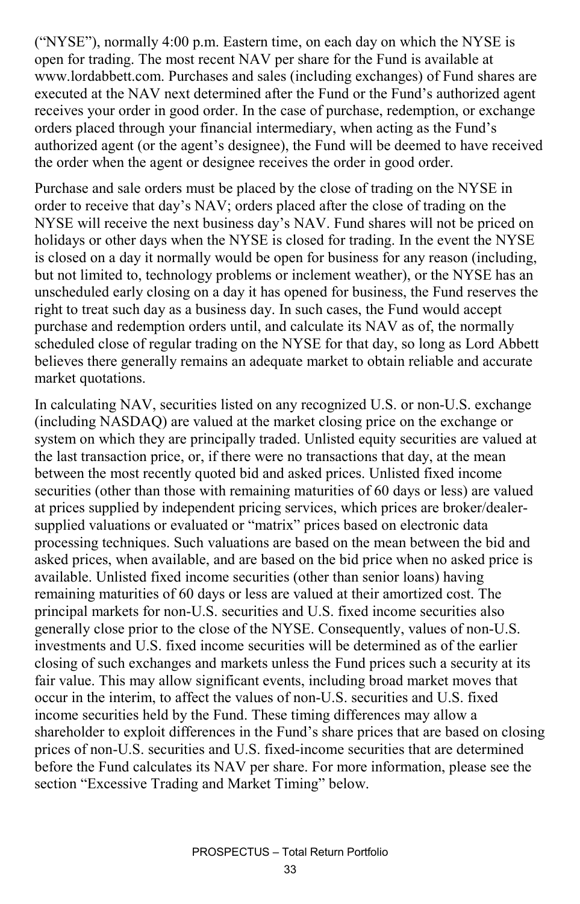("NYSE"), normally 4:00 p.m. Eastern time, on each day on which the NYSE is open for trading. The most recent NAV per share for the Fund is available at www.lordabbett.com. Purchases and sales (including exchanges) of Fund shares are executed at the NAV next determined after the Fund or the Fund's authorized agent receives your order in good order. In the case of purchase, redemption, or exchange orders placed through your financial intermediary, when acting as the Fund's authorized agent (or the agent's designee), the Fund will be deemed to have received the order when the agent or designee receives the order in good order.

Purchase and sale orders must be placed by the close of trading on the NYSE in order to receive that day's NAV; orders placed after the close of trading on the NYSE will receive the next business day's NAV. Fund shares will not be priced on holidays or other days when the NYSE is closed for trading. In the event the NYSE is closed on a day it normally would be open for business for any reason (including, but not limited to, technology problems or inclement weather), or the NYSE has an unscheduled early closing on a day it has opened for business, the Fund reserves the right to treat such day as a business day. In such cases, the Fund would accept purchase and redemption orders until, and calculate its NAV as of, the normally scheduled close of regular trading on the NYSE for that day, so long as Lord Abbett believes there generally remains an adequate market to obtain reliable and accurate market quotations.

In calculating NAV, securities listed on any recognized U.S. or non-U.S. exchange (including NASDAQ) are valued at the market closing price on the exchange or system on which they are principally traded. Unlisted equity securities are valued at the last transaction price, or, if there were no transactions that day, at the mean between the most recently quoted bid and asked prices. Unlisted fixed income securities (other than those with remaining maturities of 60 days or less) are valued at prices supplied by independent pricing services, which prices are broker/dealer-supplied valuations or evaluated or "matrix" prices based on electronic data processing techniques. Such valuations are based on the mean between the bid and asked prices, when available, and are based on the bid price when no asked price is available. Unlisted fixed income securities (other than senior loans) having remaining maturities of 60 days or less are valued at their amortized cost. The principal markets for non-U.S. securities and U.S. fixed income securities also generally close prior to the close of the NYSE. Consequently, values of non-U.S. investments and U.S. fixed income securities will be determined as of the earlier closing of such exchanges and markets unless the Fund prices such a security at its fair value. This may allow significant events, including broad market moves that occur in the interim, to affect the values of non-U.S. securities and U.S. fixed income securities held by the Fund. These timing differences may allow a shareholder to exploit differences in the Fund's share prices that are based on closing prices of non-U.S. securities and U.S. fixed-income securities that are determined before the Fund calculates its NAV per share. For more information, please see the section "Excessive Trading and Market Timing" below.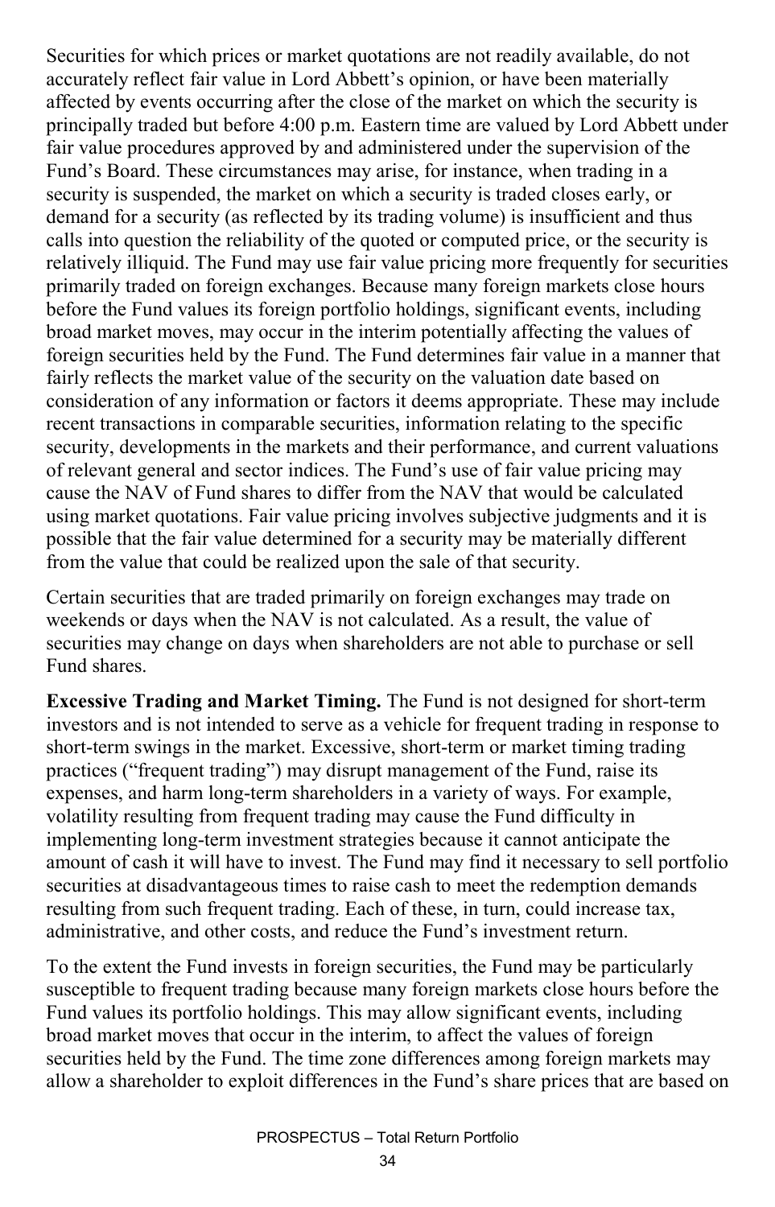Securities for which prices or market quotations are not readily available, do not accurately reflect fair value in Lord Abbett's opinion, or have been materially affected by events occurring after the close of the market on which the security is principally traded but before 4:00 p.m. Eastern time are valued by Lord Abbett under fair value procedures approved by and administered under the supervision of the Fund's Board. These circumstances may arise, for instance, when trading in a security is suspended, the market on which a security is traded closes early, or demand for a security (as reflected by its trading volume) is insufficient and thus calls into question the reliability of the quoted or computed price, or the security is relatively illiquid. The Fund may use fair value pricing more frequently for securities primarily traded on foreign exchanges. Because many foreign markets close hours before the Fund values its foreign portfolio holdings, significant events, including broad market moves, may occur in the interim potentially affecting the values of foreign securities held by the Fund. The Fund determines fair value in a manner that fairly reflects the market value of the security on the valuation date based on consideration of any information or factors it deems appropriate. These may include recent transactions in comparable securities, information relating to the specific security, developments in the markets and their performance, and current valuations of relevant general and sector indices. The Fund's use of fair value pricing may cause the NAV of Fund shares to differ from the NAV that would be calculated using market quotations. Fair value pricing involves subjective judgments and it is possible that the fair value determined for a security may be materially different from the value that could be realized upon the sale of that security.

Certain securities that are traded primarily on foreign exchanges may trade on weekends or days when the NAV is not calculated. As a result, the value of securities may change on days when shareholders are not able to purchase or sell Fund shares.

**Excessive Trading and Market Timing.** The Fund is not designed for short-term investors and is not intended to serve as a vehicle for frequent trading in response to short-term swings in the market. Excessive, short-term or market timing trading practices ("frequent trading") may disrupt management of the Fund, raise its expenses, and harm long-term shareholders in a variety of ways. For example, volatility resulting from frequent trading may cause the Fund difficulty in implementing long-term investment strategies because it cannot anticipate the amount of cash it will have to invest. The Fund may find it necessary to sell portfolio securities at disadvantageous times to raise cash to meet the redemption demands resulting from such frequent trading. Each of these, in turn, could increase tax, administrative, and other costs, and reduce the Fund's investment return.

To the extent the Fund invests in foreign securities, the Fund may be particularly susceptible to frequent trading because many foreign markets close hours before the Fund values its portfolio holdings. This may allow significant events, including broad market moves that occur in the interim, to affect the values of foreign securities held by the Fund. The time zone differences among foreign markets may allow a shareholder to exploit differences in the Fund's share prices that are based on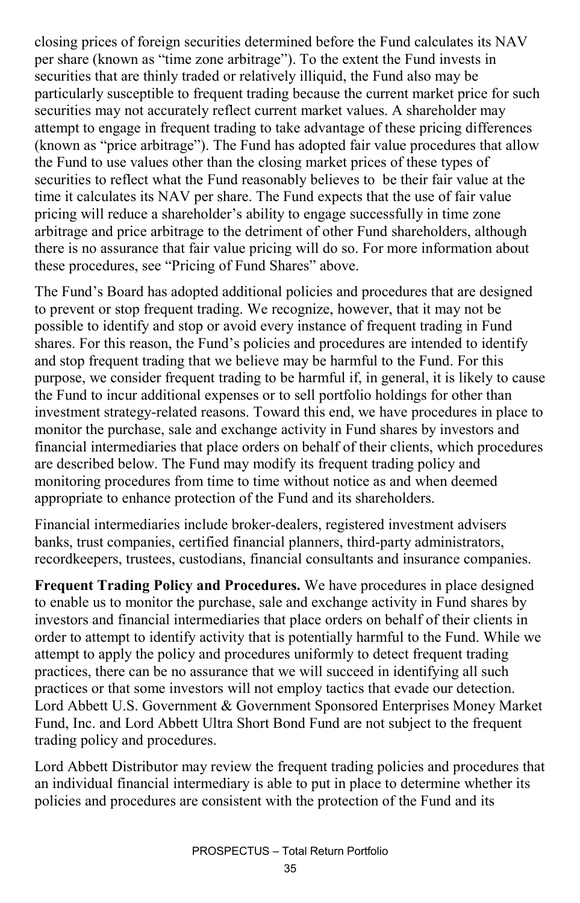closing prices of foreign securities determined before the Fund calculates its NAV per share (known as "time zone arbitrage"). To the extent the Fund invests in securities that are thinly traded or relatively illiquid, the Fund also may be particularly susceptible to frequent trading because the current market price for such securities may not accurately reflect current market values. A shareholder may attempt to engage in frequent trading to take advantage of these pricing differences (known as "price arbitrage"). The Fund has adopted fair value procedures that allow the Fund to use values other than the closing market prices of these types of securities to reflect what the Fund reasonably believes to be their fair value at the time it calculates its NAV per share. The Fund expects that the use of fair value pricing will reduce a shareholder's ability to engage successfully in time zone arbitrage and price arbitrage to the detriment of other Fund shareholders, although there is no assurance that fair value pricing will do so. For more information about these procedures, see "Pricing of Fund Shares" above.

The Fund's Board has adopted additional policies and procedures that are designed to prevent or stop frequent trading. We recognize, however, that it may not be possible to identify and stop or avoid every instance of frequent trading in Fund shares. For this reason, the Fund's policies and procedures are intended to identify and stop frequent trading that we believe may be harmful to the Fund. For this purpose, we consider frequent trading to be harmful if, in general, it is likely to cause the Fund to incur additional expenses or to sell portfolio holdings for other than investment strategy-related reasons. Toward this end, we have procedures in place to monitor the purchase, sale and exchange activity in Fund shares by investors and financial intermediaries that place orders on behalf of their clients, which procedures are described below. The Fund may modify its frequent trading policy and monitoring procedures from time to time without notice as and when deemed appropriate to enhance protection of the Fund and its shareholders.

Financial intermediaries include broker-dealers, registered investment advisers banks, trust companies, certified financial planners, third-party administrators, recordkeepers, trustees, custodians, financial consultants and insurance companies.

**Frequent Trading Policy and Procedures.** We have procedures in place designed to enable us to monitor the purchase, sale and exchange activity in Fund shares by investors and financial intermediaries that place orders on behalf of their clients in order to attempt to identify activity that is potentially harmful to the Fund. While we attempt to apply the policy and procedures uniformly to detect frequent trading practices, there can be no assurance that we will succeed in identifying all such practices or that some investors will not employ tactics that evade our detection. Lord Abbett U.S. Government & Government Sponsored Enterprises Money Market Fund, Inc. and Lord Abbett Ultra Short Bond Fund are not subject to the frequent trading policy and procedures.

Lord Abbett Distributor may review the frequent trading policies and procedures that an individual financial intermediary is able to put in place to determine whether its policies and procedures are consistent with the protection of the Fund and its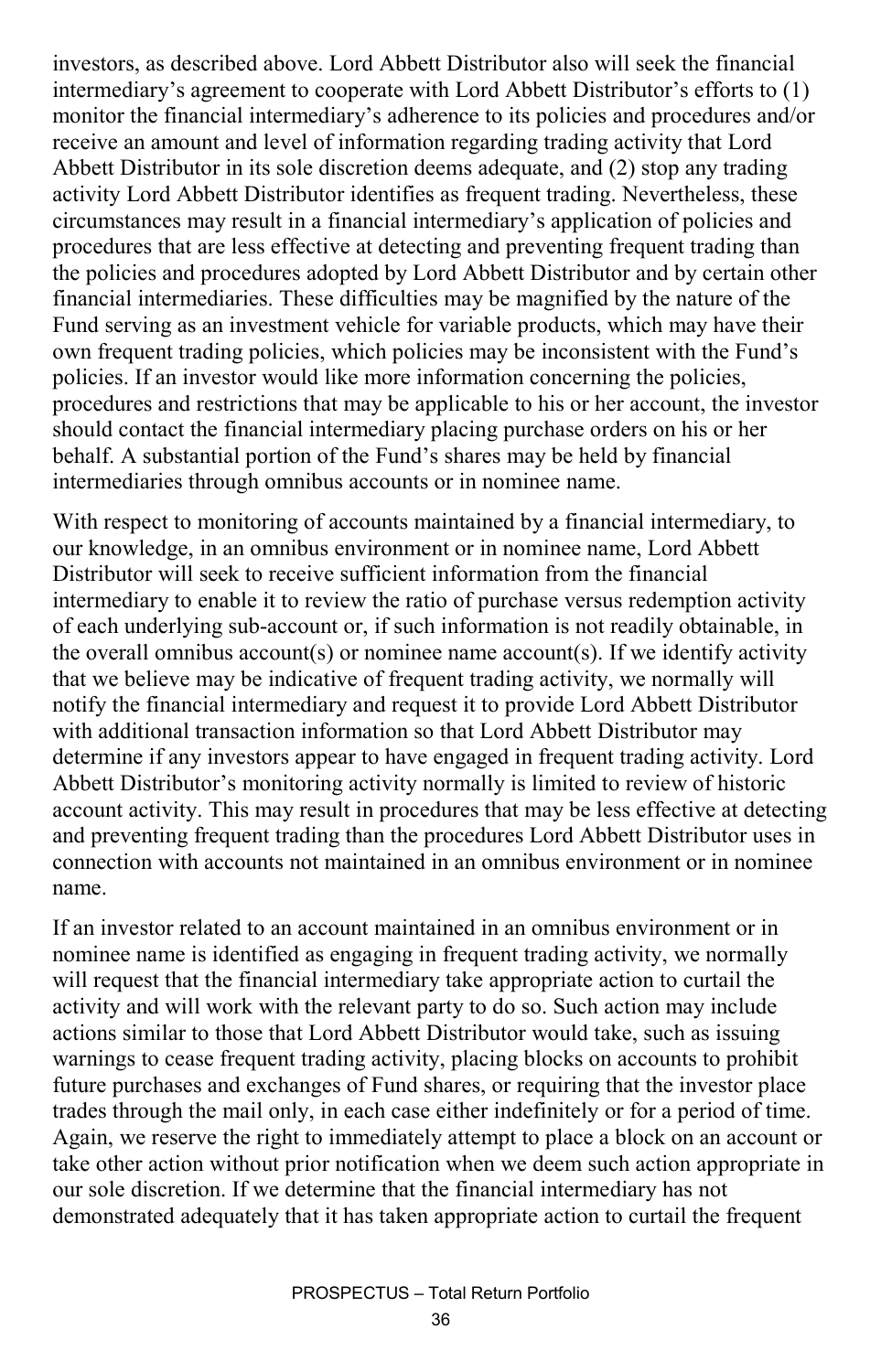investors, as described above. Lord Abbett Distributor also will seek the financial intermediary's agreement to cooperate with Lord Abbett Distributor's efforts to (1) monitor the financial intermediary's adherence to its policies and procedures and/or receive an amount and level of information regarding trading activity that Lord Abbett Distributor in its sole discretion deems adequate, and (2) stop any trading activity Lord Abbett Distributor identifies as frequent trading. Nevertheless, these circumstances may result in a financial intermediary's application of policies and procedures that are less effective at detecting and preventing frequent trading than the policies and procedures adopted by Lord Abbett Distributor and by certain other financial intermediaries. These difficulties may be magnified by the nature of the Fund serving as an investment vehicle for variable products, which may have their own frequent trading policies, which policies may be inconsistent with the Fund's policies. If an investor would like more information concerning the policies, procedures and restrictions that may be applicable to his or her account, the investor should contact the financial intermediary placing purchase orders on his or her behalf. A substantial portion of the Fund's shares may be held by financial intermediaries through omnibus accounts or in nominee name.

With respect to monitoring of accounts maintained by a financial intermediary, to our knowledge, in an omnibus environment or in nominee name, Lord Abbett Distributor will seek to receive sufficient information from the financial intermediary to enable it to review the ratio of purchase versus redemption activity of each underlying sub-account or, if such information is not readily obtainable, in the overall omnibus account(s) or nominee name account(s). If we identify activity that we believe may be indicative of frequent trading activity, we normally will notify the financial intermediary and request it to provide Lord Abbett Distributor with additional transaction information so that Lord Abbett Distributor may determine if any investors appear to have engaged in frequent trading activity. Lord Abbett Distributor's monitoring activity normally is limited to review of historic account activity. This may result in procedures that may be less effective at detecting and preventing frequent trading than the procedures Lord Abbett Distributor uses in connection with accounts not maintained in an omnibus environment or in nominee name.

If an investor related to an account maintained in an omnibus environment or in nominee name is identified as engaging in frequent trading activity, we normally will request that the financial intermediary take appropriate action to curtail the activity and will work with the relevant party to do so. Such action may include actions similar to those that Lord Abbett Distributor would take, such as issuing warnings to cease frequent trading activity, placing blocks on accounts to prohibit future purchases and exchanges of Fund shares, or requiring that the investor place trades through the mail only, in each case either indefinitely or for a period of time. Again, we reserve the right to immediately attempt to place a block on an account or take other action without prior notification when we deem such action appropriate in our sole discretion. If we determine that the financial intermediary has not demonstrated adequately that it has taken appropriate action to curtail the frequent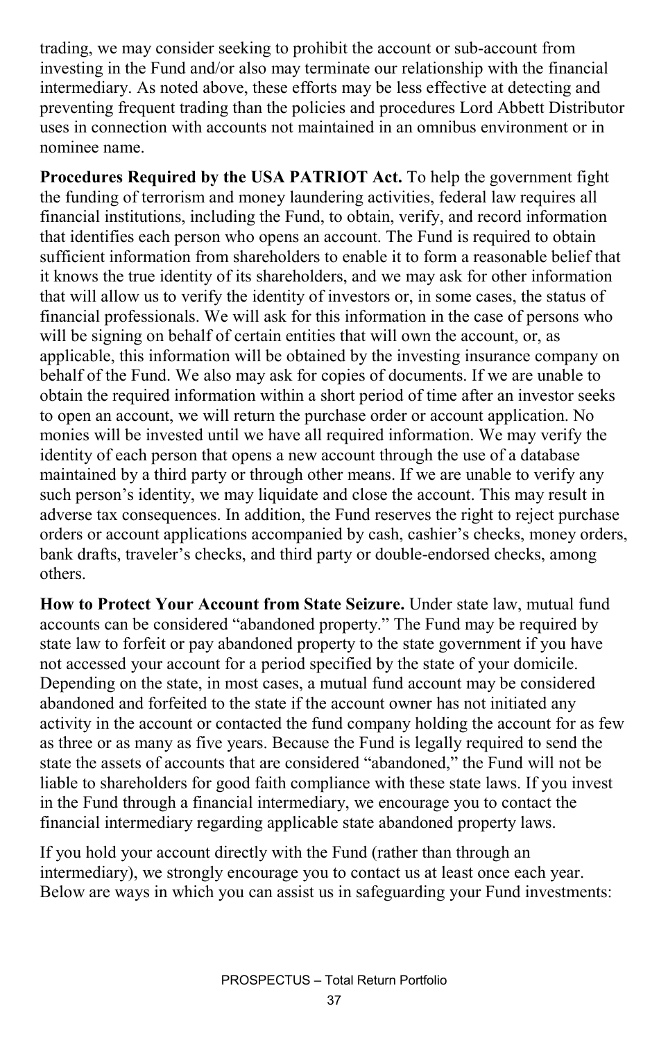trading, we may consider seeking to prohibit the account or sub-account from investing in the Fund and/or also may terminate our relationship with the financial intermediary. As noted above, these efforts may be less effective at detecting and preventing frequent trading than the policies and procedures Lord Abbett Distributor uses in connection with accounts not maintained in an omnibus environment or in nominee name.

**Procedures Required by the USA PATRIOT Act.** To help the government fight the funding of terrorism and money laundering activities, federal law requires all financial institutions, including the Fund, to obtain, verify, and record information that identifies each person who opens an account. The Fund is required to obtain sufficient information from shareholders to enable it to form a reasonable belief that it knows the true identity of its shareholders, and we may ask for other information that will allow us to verify the identity of investors or, in some cases, the status of financial professionals. We will ask for this information in the case of persons who will be signing on behalf of certain entities that will own the account, or, as applicable, this information will be obtained by the investing insurance company on behalf of the Fund. We also may ask for copies of documents. If we are unable to obtain the required information within a short period of time after an investor seeks to open an account, we will return the purchase order or account application. No monies will be invested until we have all required information. We may verify the identity of each person that opens a new account through the use of a database maintained by a third party or through other means. If we are unable to verify any such person's identity, we may liquidate and close the account. This may result in adverse tax consequences. In addition, the Fund reserves the right to reject purchase orders or account applications accompanied by cash, cashier's checks, money orders, bank drafts, traveler's checks, and third party or double-endorsed checks, among others.

**How to Protect Your Account from State Seizure.** Under state law, mutual fund accounts can be considered "abandoned property." The Fund may be required by state law to forfeit or pay abandoned property to the state government if you have not accessed your account for a period specified by the state of your domicile. Depending on the state, in most cases, a mutual fund account may be considered abandoned and forfeited to the state if the account owner has not initiated any activity in the account or contacted the fund company holding the account for as few as three or as many as five years. Because the Fund is legally required to send the state the assets of accounts that are considered "abandoned," the Fund will not be liable to shareholders for good faith compliance with these state laws. If you invest in the Fund through a financial intermediary, we encourage you to contact the financial intermediary regarding applicable state abandoned property laws.

If you hold your account directly with the Fund (rather than through an intermediary), we strongly encourage you to contact us at least once each year. Below are ways in which you can assist us in safeguarding your Fund investments: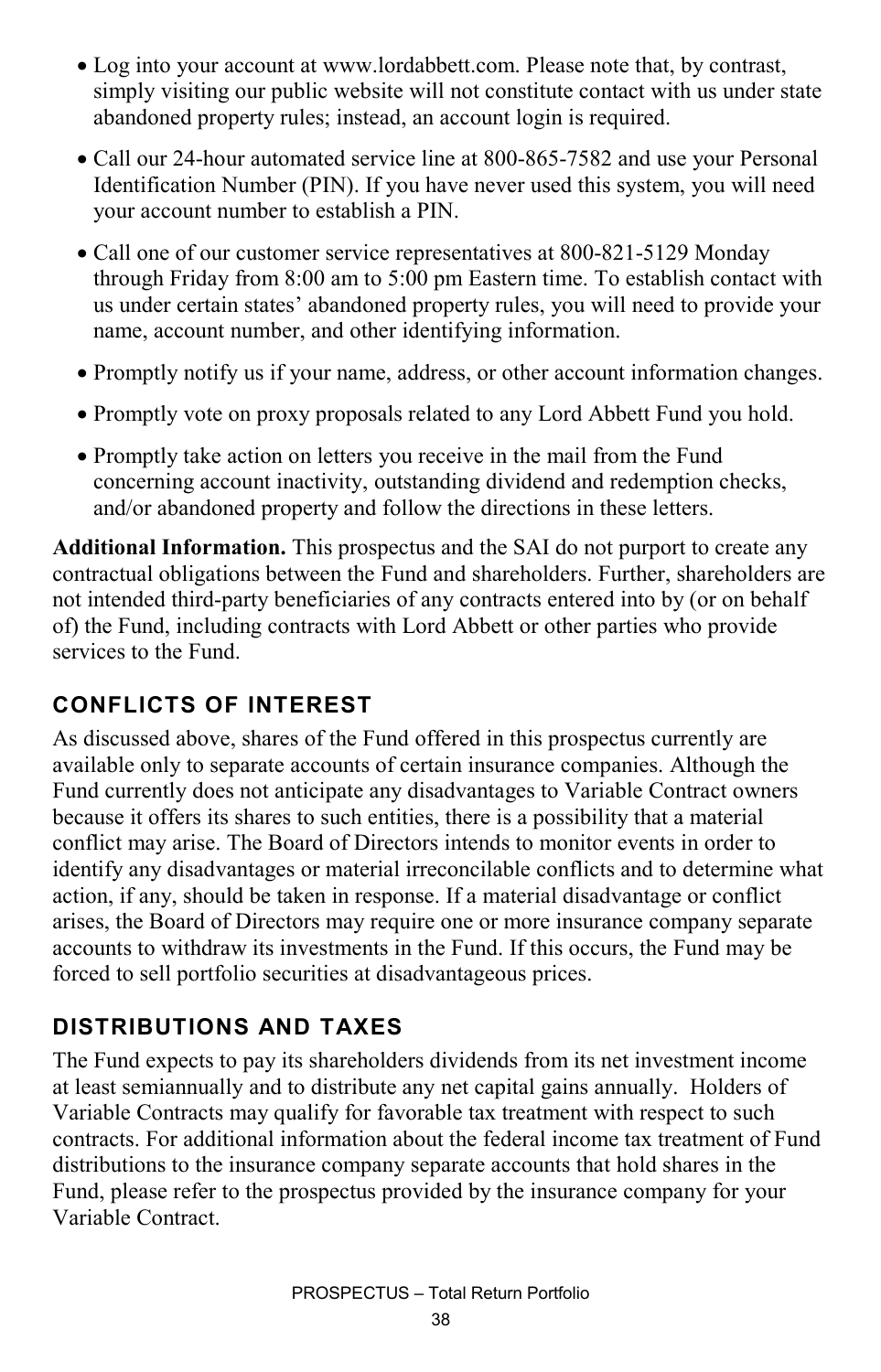- Log into your account at www.lordabbett.com. Please note that, by contrast, simply visiting our public website will not constitute contact with us under state abandoned property rules; instead, an account login is required.
- Call our 24-hour automated service line at 800-865-7582 and use your Personal Identification Number (PIN). If you have never used this system, you will need your account number to establish a PIN.
- Call one of our customer service representatives at 800-821-5129 Monday through Friday from 8:00 am to 5:00 pm Eastern time. To establish contact with us under certain states' abandoned property rules, you will need to provide your name, account number, and other identifying information.
- Promptly notify us if your name, address, or other account information changes.
- Promptly vote on proxy proposals related to any Lord Abbett Fund you hold.
- Promptly take action on letters you receive in the mail from the Fund concerning account inactivity, outstanding dividend and redemption checks, and/or abandoned property and follow the directions in these letters.

**Additional Information.** This prospectus and the SAI do not purport to create any contractual obligations between the Fund and shareholders. Further, shareholders are not intended third-party beneficiaries of any contracts entered into by (or on behalf of) the Fund, including contracts with Lord Abbett or other parties who provide services to the Fund.

## CONFLICTS OF INTEREST

As discussed above, shares of the Fund offered in this prospectus currently are available only to separate accounts of certain insurance companies. Although the Fund currently does not anticipate any disadvantages to Variable Contract owners because it offers its shares to such entities, there is a possibility that a material conflict may arise. The Board of Directors intends to monitor events in order to identify any disadvantages or material irreconcilable conflicts and to determine what action, if any, should be taken in response. If a material disadvantage or conflict arises, the Board of Directors may require one or more insurance company separate accounts to withdraw its investments in the Fund. If this occurs, the Fund may be forced to sell portfolio securities at disadvantageous prices.

## DISTRIBUTIONS AND TAXES

The Fund expects to pay its shareholders dividends from its net investment income at least semiannually and to distribute any net capital gains annually. Holders of Variable Contracts may qualify for favorable tax treatment with respect to such contracts. For additional information about the federal income tax treatment of Fund distributions to the insurance company separate accounts that hold shares in the Fund, please refer to the prospectus provided by the insurance company for your Variable Contract.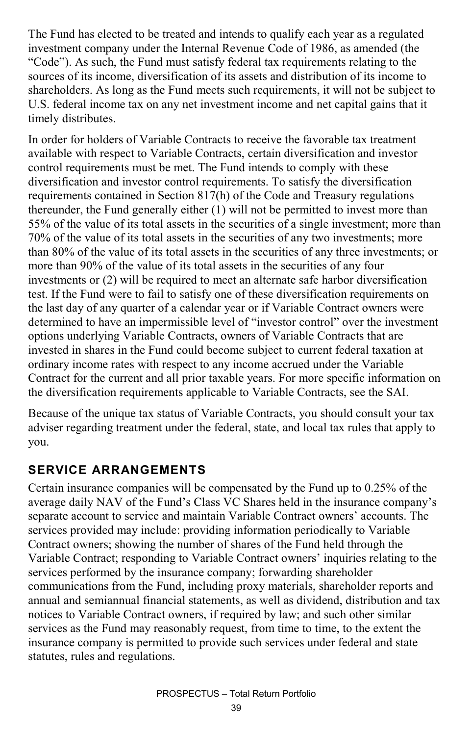The Fund has elected to be treated and intends to qualify each year as a regulated investment company under the Internal Revenue Code of 1986, as amended (the "Code"). As such, the Fund must satisfy federal tax requirements relating to the sources of its income, diversification of its assets and distribution of its income to shareholders. As long as the Fund meets such requirements, it will not be subject to U.S. federal income tax on any net investment income and net capital gains that it timely distributes.

In order for holders of Variable Contracts to receive the favorable tax treatment available with respect to Variable Contracts, certain diversification and investor control requirements must be met. The Fund intends to comply with these diversification and investor control requirements. To satisfy the diversification requirements contained in Section 817(h) of the Code and Treasury regulations thereunder, the Fund generally either (1) will not be permitted to invest more than 55% of the value of its total assets in the securities of a single investment; more than 70% of the value of its total assets in the securities of any two investments; more than 80% of the value of its total assets in the securities of any three investments; or more than 90% of the value of its total assets in the securities of any four investments or (2) will be required to meet an alternate safe harbor diversification test. If the Fund were to fail to satisfy one of these diversification requirements on the last day of any quarter of a calendar year or if Variable Contract owners were determined to have an impermissible level of "investor control" over the investment options underlying Variable Contracts, owners of Variable Contracts that are invested in shares in the Fund could become subject to current federal taxation at ordinary income rates with respect to any income accrued under the Variable Contract for the current and all prior taxable years. For more specific information on the diversification requirements applicable to Variable Contracts, see the SAI.

Because of the unique tax status of Variable Contracts, you should consult your tax adviser regarding treatment under the federal, state, and local tax rules that apply to you.

## SERVICE ARRANGEMENTS

Certain insurance companies will be compensated by the Fund up to 0.25% of the average daily NAV of the Fund's Class VC Shares held in the insurance company's separate account to service and maintain Variable Contract owners' accounts. The services provided may include: providing information periodically to Variable Contract owners; showing the number of shares of the Fund held through the Variable Contract; responding to Variable Contract owners' inquiries relating to the services performed by the insurance company; forwarding shareholder communications from the Fund, including proxy materials, shareholder reports and annual and semiannual financial statements, as well as dividend, distribution and tax notices to Variable Contract owners, if required by law; and such other similar services as the Fund may reasonably request, from time to time, to the extent the insurance company is permitted to provide such services under federal and state statutes, rules and regulations.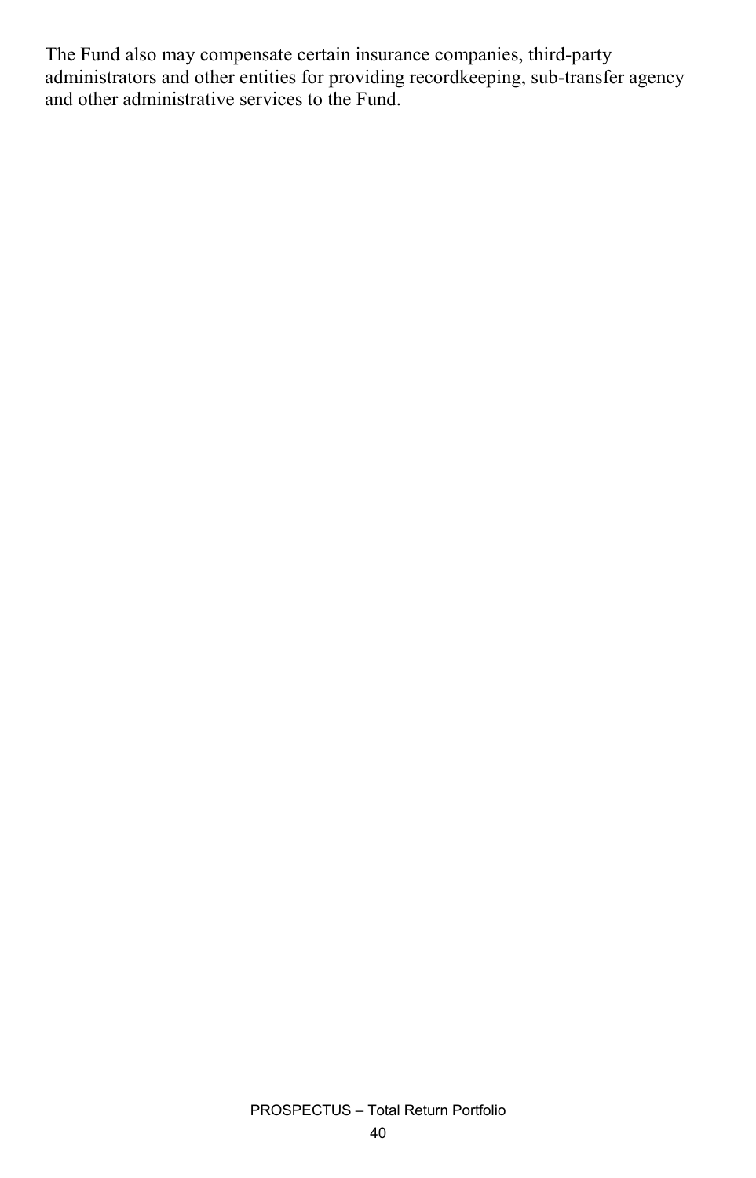The Fund also may compensate certain insurance companies, third-party administrators and other entities for providing recordkeeping, sub-transfer agency and other administrative services to the Fund.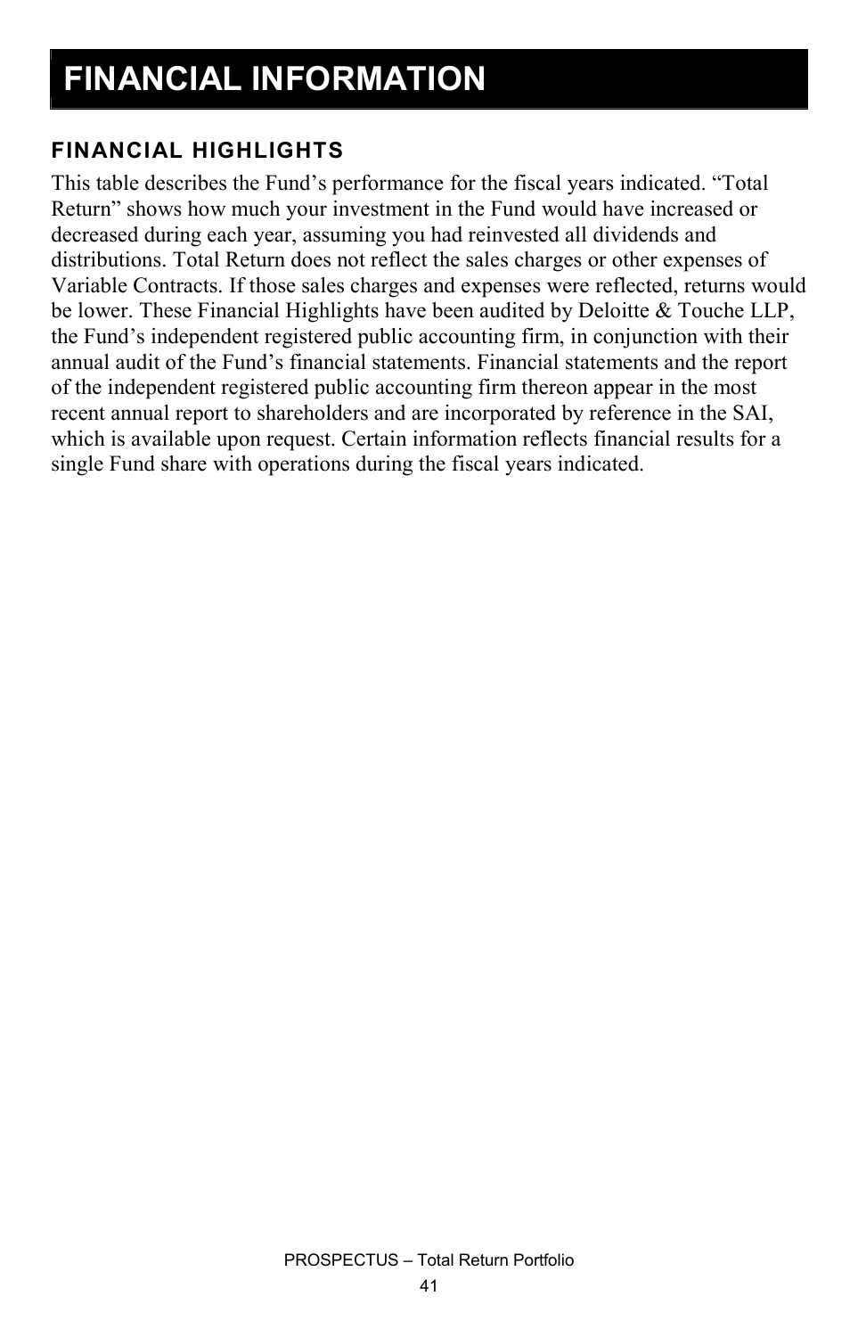# FINANCIAL INFORMATION

### FINANCIAL HIGHLIGHTS

This table describes the Fund's performance for the fiscal years indicated. "Total Return" shows how much your investment in the Fund would have increased or decreased during each year, assuming you had reinvested all dividends and distributions. Total Return does not reflect the sales charges or other expenses of Variable Contracts. If those sales charges and expenses were reflected, returns would be lower. These Financial Highlights have been audited by Deloitte & Touche LLP, the Fund's independent registered public accounting firm, in conjunction with their annual audit of the Fund's financial statements. Financial statements and the report of the independent registered public accounting firm thereon appear in the most recent annual report to shareholders and are incorporated by reference in the SAI, which is available upon request. Certain information reflects financial results for a single Fund share with operations during the fiscal years indicated.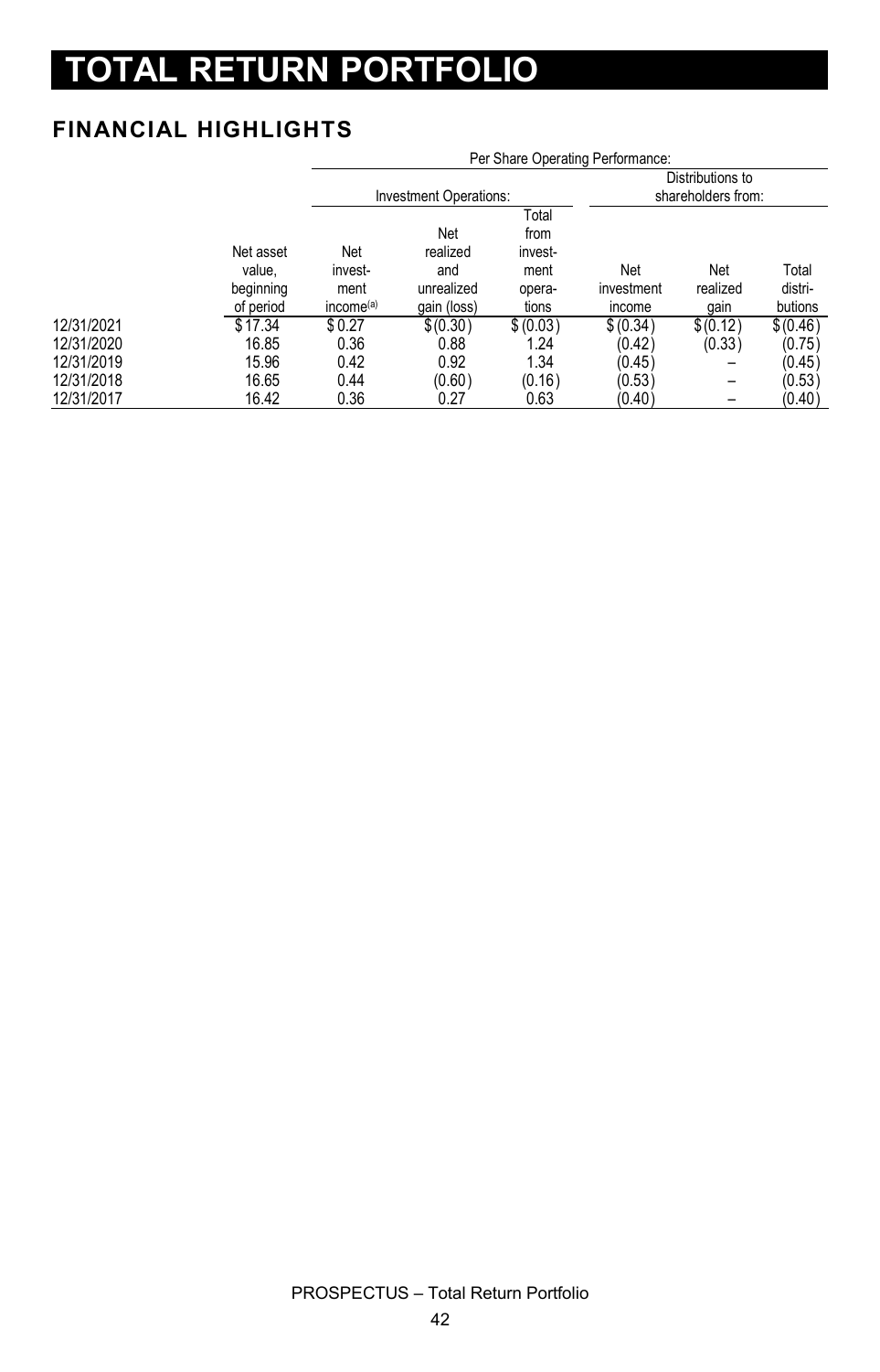# TOTAL RETURN PORTFOLIO

## FINANCIAL HIGHLIGHTS

| | Per Share Operating Performance: | | | | | | |
|---|---|---|---|---|---|---|---|
| | | Investment Operations: | | | Distributions to shareholders from: | | |
| | Net asset value, beginning of period | Net investment income[(a)] | Net realized and unrealized gain (loss) | Total from investment operations | Net investment income | Net realized gain | Total distributions |
| 12/31/2021 | $17.34 | $0.27 | $(0.30) | $(0.03) | $(0.34) | $(0.12) | $(0.46) |
| 12/31/2020 | 16.85 | 0.36 | 0.88 | 1.24 | (0.42) | (0.33) | (0.75) |
| 12/31/2019 | 15.96 | 0.42 | 0.92 | 1.34 | (0.45) | – | (0.45) |
| 12/31/2018 | 16.65 | 0.44 | (0.60) | (0.16) | (0.53) | – | (0.53) |
| 12/31/2017 | 16.42 | 0.36 | 0.27 | 0.63 | (0.40) | – | (0.40) |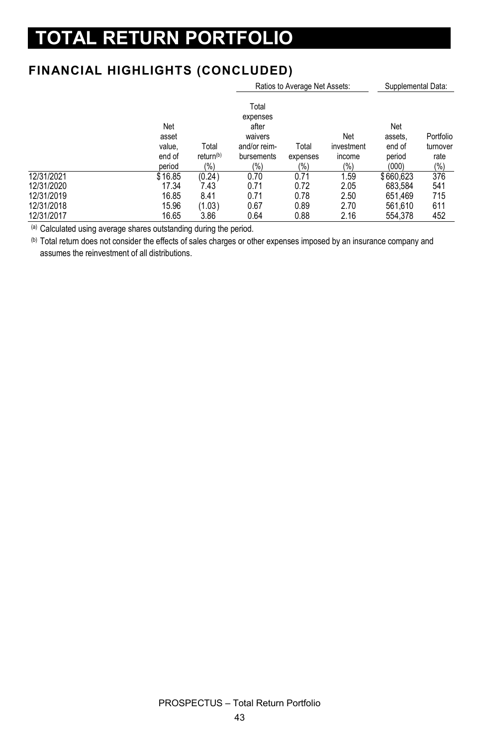# TOTAL RETURN PORTFOLIO

## FINANCIAL HIGHLIGHTS (CONCLUDED)

| | | | Ratios to Average Net Assets: | | | Supplemental Data: | |
|---|---|---|---|---|---|---|---|
| | Net asset value, end of period | Total return[b] (%) | Total expenses after waivers and/or reim-bursements (%) | Total expenses (%) | Net investment income (%) | Net assets, end of period (000) | Portfolio turnover rate (%) |
| 12/31/2021 | $16.85 | (0.24) | 0.70 | 0.71 | 1.59 | $660,623 | 376 |
| 12/31/2020 | 17.34 | 7.43 | 0.71 | 0.72 | 2.05 | 683,584 | 541 |
| 12/31/2019 | 16.85 | 8.41 | 0.71 | 0.78 | 2.50 | 651,469 | 715 |
| 12/31/2018 | 15.96 | (1.03) | 0.67 | 0.89 | 2.70 | 561,610 | 611 |
| 12/31/2017 | 16.65 | 3.86 | 0.64 | 0.88 | 2.16 | 554,378 | 452 |

[a] Calculated using average shares outstanding during the period.

[b] Total return does not consider the effects of sales charges or other expenses imposed by an insurance company and assumes the reinvestment of all distributions.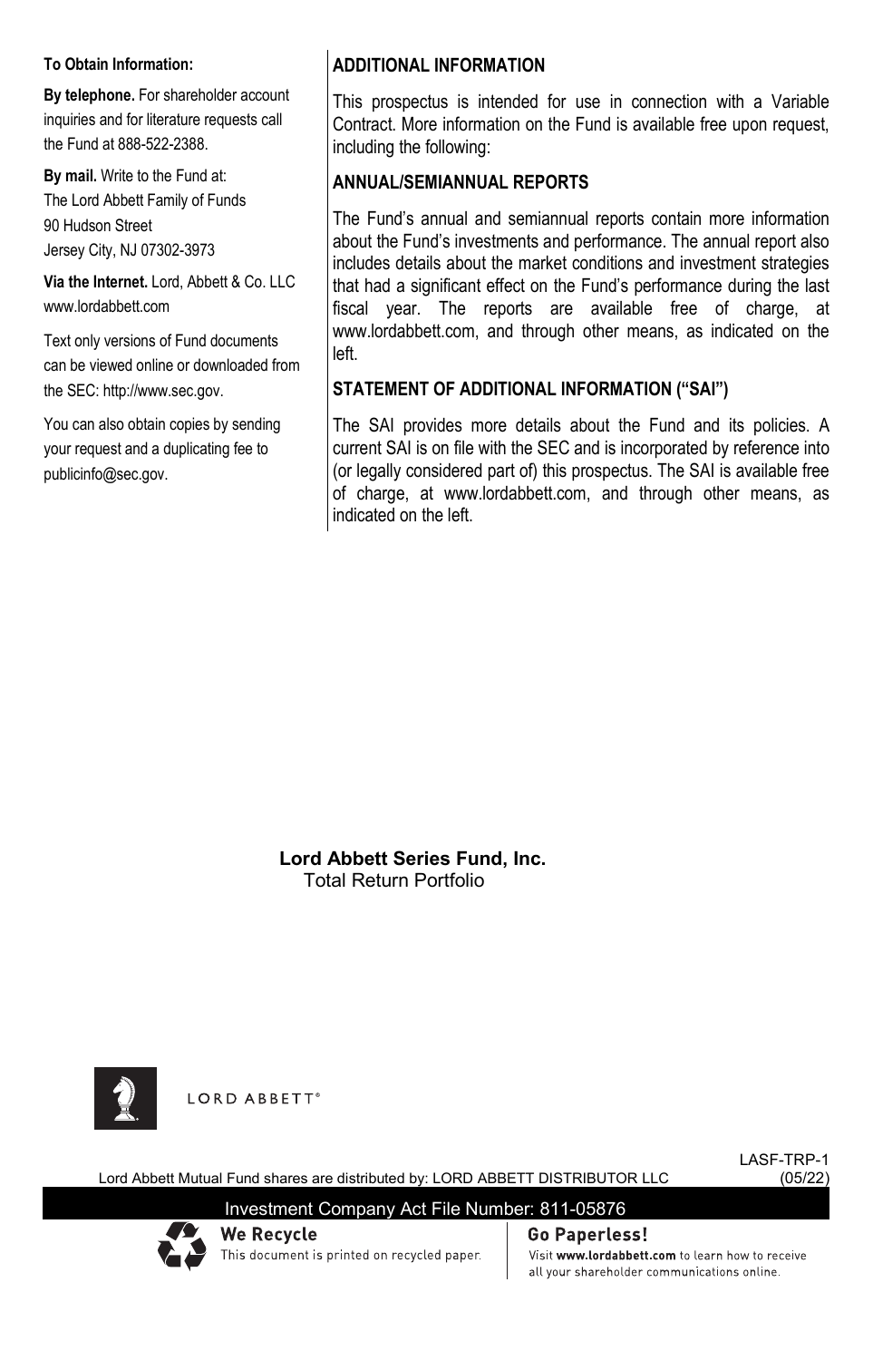**To Obtain Information:**

**By telephone.** For shareholder account inquiries and for literature requests call the Fund at 888-522-2388.

**By mail.** Write to the Fund at:
The Lord Abbett Family of Funds
90 Hudson Street
Jersey City, NJ 07302-3973

**Via the Internet.** Lord, Abbett & Co. LLC
www.lordabbett.com

Text only versions of Fund documents can be viewed online or downloaded from the SEC: http://www.sec.gov.

You can also obtain copies by sending your request and a duplicating fee to publicinfo@sec.gov.

## ADDITIONAL INFORMATION

This prospectus is intended for use in connection with a Variable Contract. More information on the Fund is available free upon request, including the following:

## ANNUAL/SEMIANNUAL REPORTS

The Fund's annual and semiannual reports contain more information about the Fund's investments and performance. The annual report also includes details about the market conditions and investment strategies that had a significant effect on the Fund's performance during the last fiscal year. The reports are available free of charge, at www.lordabbett.com, and through other means, as indicated on the left.

## STATEMENT OF ADDITIONAL INFORMATION ("SAI")

The SAI provides more details about the Fund and its policies. A current SAI is on file with the SEC and is incorporated by reference into (or legally considered part of) this prospectus. The SAI is available free of charge, at www.lordabbett.com, and through other means, as indicated on the left.

**Lord Abbett Series Fund, Inc.**
Total Return Portfolio

LORD ABBETT®

Lord Abbett Mutual Fund shares are distributed by: LORD ABBETT DISTRIBUTOR LLC

LASF-TRP-1
(05/22)

Investment Company Act File Number: 811-05876

**We Recycle**
This document is printed on recycled paper.

**Go Paperless!**
Visit **www.lordabbett.com** to learn how to receive all your shareholder communications online.